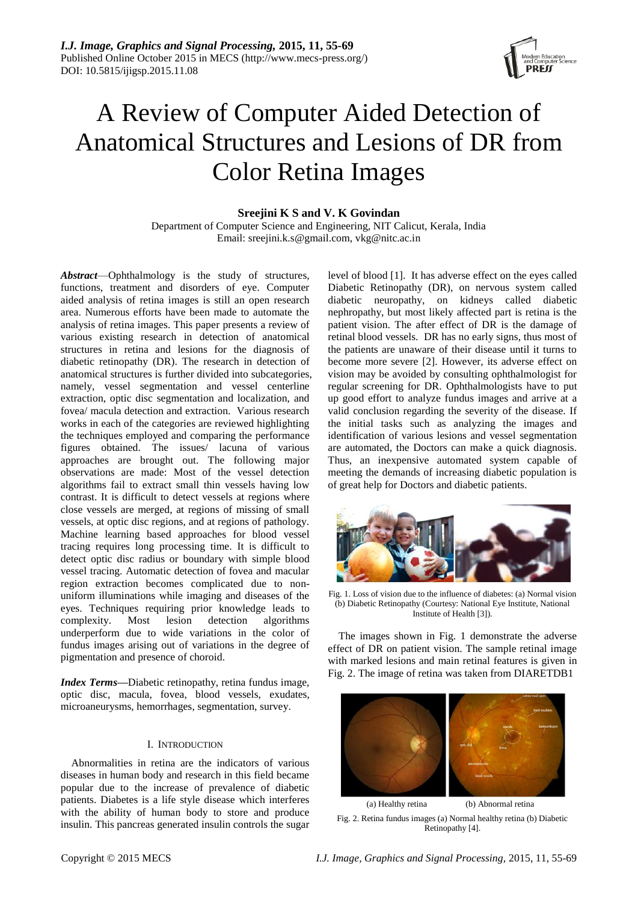# A Review of Computer Aided Detection of Anatomical Structures and Lesions of DR from Color Retina Images

**Sreejini K S and V. K Govindan**

Department of Computer Science and Engineering, NIT Calicut, Kerala, India
Email: sreejini.k.s@gmail.com, vkg@nitc.ac.in

***Abstract***—Ophthalmology is the study of structures, functions, treatment and disorders of eye. Computer aided analysis of retina images is still an open research area. Numerous efforts have been made to automate the analysis of retina images. This paper presents a review of various existing research in detection of anatomical structures in retina and lesions for the diagnosis of diabetic retinopathy (DR). The research in detection of anatomical structures is further divided into subcategories, namely, vessel segmentation and vessel centerline extraction, optic disc segmentation and localization, and fovea/ macula detection and extraction. Various research works in each of the categories are reviewed highlighting the techniques employed and comparing the performance figures obtained. The issues/ lacuna of various approaches are brought out. The following major observations are made: Most of the vessel detection algorithms fail to extract small thin vessels having low contrast. It is difficult to detect vessels at regions where close vessels are merged, at regions of missing of small vessels, at optic disc regions, and at regions of pathology. Machine learning based approaches for blood vessel tracing requires long processing time. It is difficult to detect optic disc radius or boundary with simple blood vessel tracing. Automatic detection of fovea and macular region extraction becomes complicated due to non-uniform illuminations while imaging and diseases of the eyes. Techniques requiring prior knowledge leads to complexity. Most lesion detection algorithms underperform due to wide variations in the color of fundus images arising out of variations in the degree of pigmentation and presence of choroid.

***Index Terms*—**Diabetic retinopathy, retina fundus image, optic disc, macula, fovea, blood vessels, exudates, microaneurysms, hemorrhages, segmentation, survey.

## I. Introduction

Abnormalities in retina are the indicators of various diseases in human body and research in this field became popular due to the increase of prevalence of diabetic patients. Diabetes is a life style disease which interferes with the ability of human body to store and produce insulin. This pancreas generated insulin controls the sugar level of blood [1]. It has adverse effect on the eyes called Diabetic Retinopathy (DR), on nervous system called diabetic neuropathy, on kidneys called diabetic nephropathy, but most likely affected part is retina is the patient vision. The after effect of DR is the damage of retinal blood vessels. DR has no early signs, thus most of the patients are unaware of their disease until it turns to become more severe [2]. However, its adverse effect on vision may be avoided by consulting ophthalmologist for regular screening for DR. Ophthalmologists have to put up good effort to analyze fundus images and arrive at a valid conclusion regarding the severity of the disease. If the initial tasks such as analyzing the images and identification of various lesions and vessel segmentation are automated, the Doctors can make a quick diagnosis. Thus, an inexpensive automated system capable of meeting the demands of increasing diabetic population is of great help for Doctors and diabetic patients.

Fig. 1. Loss of vision due to the influence of diabetes: (a) Normal vision (b) Diabetic Retinopathy (Courtesy: National Eye Institute, National Institute of Health [3]).

The images shown in Fig. 1 demonstrate the adverse effect of DR on patient vision. The sample retinal image with marked lesions and main retinal features is given in Fig. 2. The image of retina was taken from DIARETDB1

(a) Healthy retina (b) Abnormal retina

Fig. 2. Retina fundus images (a) Normal healthy retina (b) Diabetic Retinopathy [4].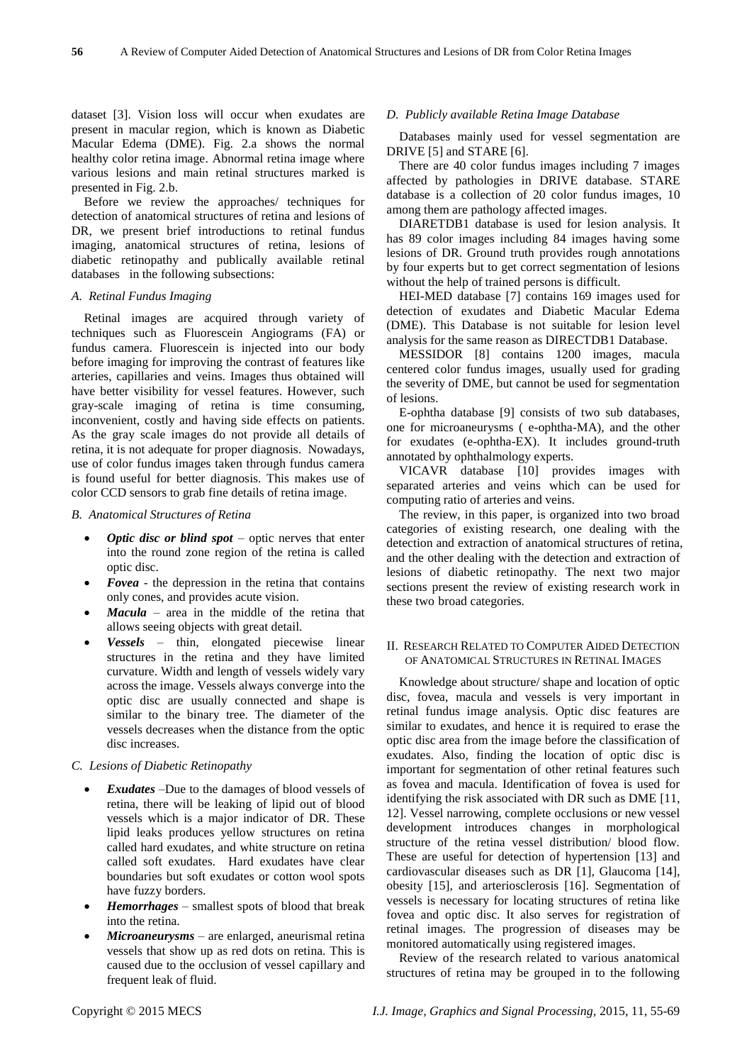dataset [3]. Vision loss will occur when exudates are present in macular region, which is known as Diabetic Macular Edema (DME). Fig. 2.a shows the normal healthy color retina image. Abnormal retina image where various lesions and main retinal structures marked is presented in Fig. 2.b.

Before we review the approaches/ techniques for detection of anatomical structures of retina and lesions of DR, we present brief introductions to retinal fundus imaging, anatomical structures of retina, lesions of diabetic retinopathy and publically available retinal databases in the following subsections:

### *A. Retinal Fundus Imaging*

Retinal images are acquired through variety of techniques such as Fluorescein Angiograms (FA) or fundus camera. Fluorescein is injected into our body before imaging for improving the contrast of features like arteries, capillaries and veins. Images thus obtained will have better visibility for vessel features. However, such gray-scale imaging of retina is time consuming, inconvenient, costly and having side effects on patients. As the gray scale images do not provide all details of retina, it is not adequate for proper diagnosis. Nowadays, use of color fundus images taken through fundus camera is found useful for better diagnosis. This makes use of color CCD sensors to grab fine details of retina image.

### *B. Anatomical Structures of Retina*

- ***Optic disc or blind spot*** – optic nerves that enter into the round zone region of the retina is called optic disc.
- ***Fovea*** - the depression in the retina that contains only cones, and provides acute vision.
- ***Macula*** – area in the middle of the retina that allows seeing objects with great detail.
- ***Vessels*** – thin, elongated piecewise linear structures in the retina and they have limited curvature. Width and length of vessels widely vary across the image. Vessels always converge into the optic disc are usually connected and shape is similar to the binary tree. The diameter of the vessels decreases when the distance from the optic disc increases.

### *C. Lesions of Diabetic Retinopathy*

- ***Exudates*** –Due to the damages of blood vessels of retina, there will be leaking of lipid out of blood vessels which is a major indicator of DR. These lipid leaks produces yellow structures on retina called hard exudates, and white structure on retina called soft exudates. Hard exudates have clear boundaries but soft exudates or cotton wool spots have fuzzy borders.
- ***Hemorrhages*** – smallest spots of blood that break into the retina.
- ***Microaneurysms*** – are enlarged, aneurismal retina vessels that show up as red dots on retina. This is caused due to the occlusion of vessel capillary and frequent leak of fluid.

### *D. Publicly available Retina Image Database*

Databases mainly used for vessel segmentation are DRIVE [5] and STARE [6].

There are 40 color fundus images including 7 images affected by pathologies in DRIVE database. STARE database is a collection of 20 color fundus images, 10 among them are pathology affected images.

DIARETDB1 database is used for lesion analysis. It has 89 color images including 84 images having some lesions of DR. Ground truth provides rough annotations by four experts but to get correct segmentation of lesions without the help of trained persons is difficult.

HEI-MED database [7] contains 169 images used for detection of exudates and Diabetic Macular Edema (DME). This Database is not suitable for lesion level analysis for the same reason as DIRECTDB1 Database.

MESSIDOR [8] contains 1200 images, macula centered color fundus images, usually used for grading the severity of DME, but cannot be used for segmentation of lesions.

E-ophtha database [9] consists of two sub databases, one for microaneurysms ( e-ophtha-MA), and the other for exudates (e-ophtha-EX). It includes ground-truth annotated by ophthalmology experts.

VICAVR database [10] provides images with separated arteries and veins which can be used for computing ratio of arteries and veins.

The review, in this paper, is organized into two broad categories of existing research, one dealing with the detection and extraction of anatomical structures of retina, and the other dealing with the detection and extraction of lesions of diabetic retinopathy. The next two major sections present the review of existing research work in these two broad categories.

## II. Research Related to Computer Aided Detection of Anatomical Structures in Retinal Images

Knowledge about structure/ shape and location of optic disc, fovea, macula and vessels is very important in retinal fundus image analysis. Optic disc features are similar to exudates, and hence it is required to erase the optic disc area from the image before the classification of exudates. Also, finding the location of optic disc is important for segmentation of other retinal features such as fovea and macula. Identification of fovea is used for identifying the risk associated with DR such as DME [11, 12]. Vessel narrowing, complete occlusions or new vessel development introduces changes in morphological structure of the retina vessel distribution/ blood flow. These are useful for detection of hypertension [13] and cardiovascular diseases such as DR [1], Glaucoma [14], obesity [15], and arteriosclerosis [16]. Segmentation of vessels is necessary for locating structures of retina like fovea and optic disc. It also serves for registration of retinal images. The progression of diseases may be monitored automatically using registered images.

Review of the research related to various anatomical structures of retina may be grouped in to the following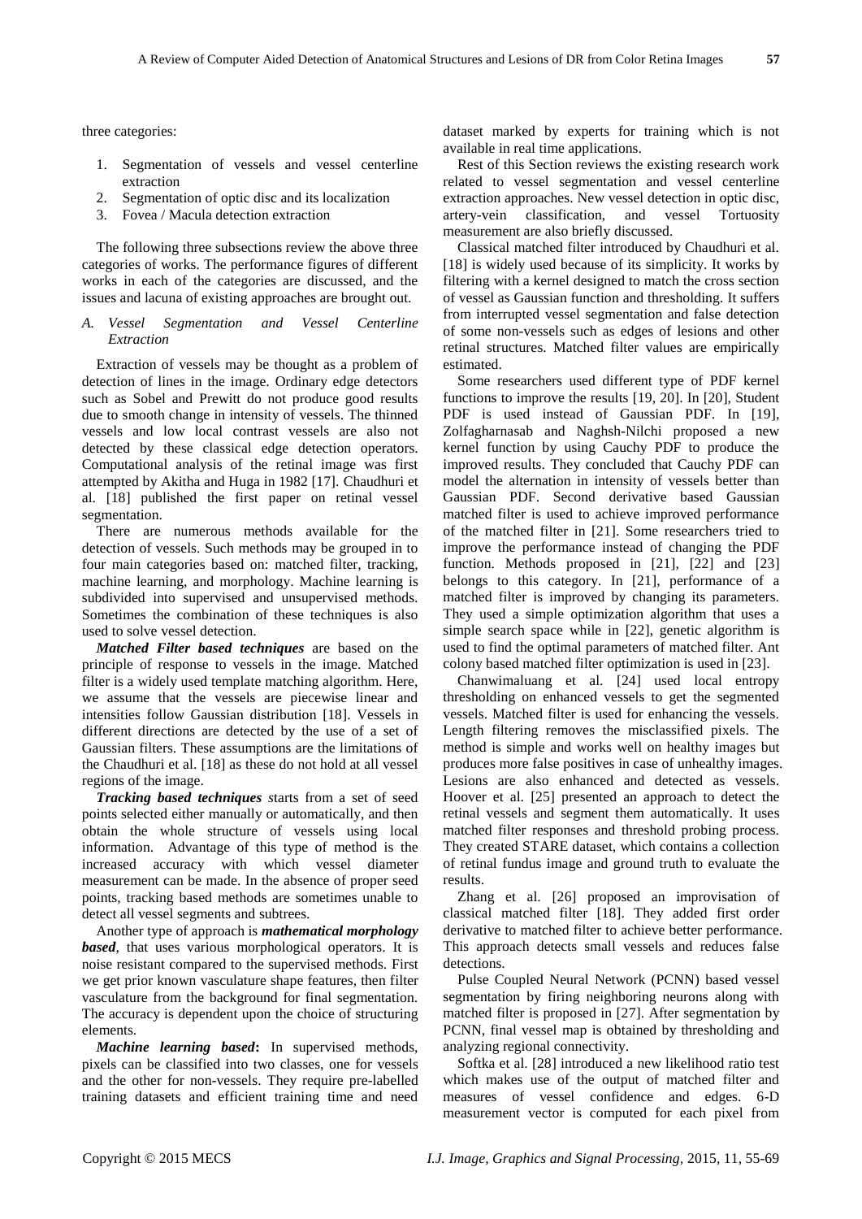three categories:

1. Segmentation of vessels and vessel centerline extraction
2. Segmentation of optic disc and its localization
3. Fovea / Macula detection extraction

The following three subsections review the above three categories of works. The performance figures of different works in each of the categories are discussed, and the issues and lacuna of existing approaches are brought out.

### *A. Vessel Segmentation and Vessel Centerline Extraction*

Extraction of vessels may be thought as a problem of detection of lines in the image. Ordinary edge detectors such as Sobel and Prewitt do not produce good results due to smooth change in intensity of vessels. The thinned vessels and low local contrast vessels are also not detected by these classical edge detection operators. Computational analysis of the retinal image was first attempted by Akitha and Huga in 1982 [17]. Chaudhuri et al. [18] published the first paper on retinal vessel segmentation.

There are numerous methods available for the detection of vessels. Such methods may be grouped in to four main categories based on: matched filter, tracking, machine learning, and morphology. Machine learning is subdivided into supervised and unsupervised methods. Sometimes the combination of these techniques is also used to solve vessel detection.

***Matched Filter based techniques*** are based on the principle of response to vessels in the image. Matched filter is a widely used template matching algorithm. Here, we assume that the vessels are piecewise linear and intensities follow Gaussian distribution [18]. Vessels in different directions are detected by the use of a set of Gaussian filters. These assumptions are the limitations of the Chaudhuri et al. [18] as these do not hold at all vessel regions of the image.

***Tracking based techniques*** starts from a set of seed points selected either manually or automatically, and then obtain the whole structure of vessels using local information. Advantage of this type of method is the increased accuracy with which vessel diameter measurement can be made. In the absence of proper seed points, tracking based methods are sometimes unable to detect all vessel segments and subtrees.

Another type of approach is ***mathematical morphology based***, that uses various morphological operators. It is noise resistant compared to the supervised methods. First we get prior known vasculature shape features, then filter vasculature from the background for final segmentation. The accuracy is dependent upon the choice of structuring elements.

***Machine learning based*****:** In supervised methods, pixels can be classified into two classes, one for vessels and the other for non-vessels. They require pre-labelled training datasets and efficient training time and need dataset marked by experts for training which is not available in real time applications.

Rest of this Section reviews the existing research work related to vessel segmentation and vessel centerline extraction approaches. New vessel detection in optic disc, artery-vein classification, and vessel Tortuosity measurement are also briefly discussed.

Classical matched filter introduced by Chaudhuri et al. [18] is widely used because of its simplicity. It works by filtering with a kernel designed to match the cross section of vessel as Gaussian function and thresholding. It suffers from interrupted vessel segmentation and false detection of some non-vessels such as edges of lesions and other retinal structures. Matched filter values are empirically estimated.

Some researchers used different type of PDF kernel functions to improve the results [19, 20]. In [20], Student PDF is used instead of Gaussian PDF. In [19], Zolfagharnasab and Naghsh-Nilchi proposed a new kernel function by using Cauchy PDF to produce the improved results. They concluded that Cauchy PDF can model the alternation in intensity of vessels better than Gaussian PDF. Second derivative based Gaussian matched filter is used to achieve improved performance of the matched filter in [21]. Some researchers tried to improve the performance instead of changing the PDF function. Methods proposed in [21], [22] and [23] belongs to this category. In [21], performance of a matched filter is improved by changing its parameters. They used a simple optimization algorithm that uses a simple search space while in [22], genetic algorithm is used to find the optimal parameters of matched filter. Ant colony based matched filter optimization is used in [23].

Chanwimaluang et al. [24] used local entropy thresholding on enhanced vessels to get the segmented vessels. Matched filter is used for enhancing the vessels. Length filtering removes the misclassified pixels. The method is simple and works well on healthy images but produces more false positives in case of unhealthy images. Lesions are also enhanced and detected as vessels. Hoover et al. [25] presented an approach to detect the retinal vessels and segment them automatically. It uses matched filter responses and threshold probing process. They created STARE dataset, which contains a collection of retinal fundus image and ground truth to evaluate the results.

Zhang et al. [26] proposed an improvisation of classical matched filter [18]. They added first order derivative to matched filter to achieve better performance. This approach detects small vessels and reduces false detections.

Pulse Coupled Neural Network (PCNN) based vessel segmentation by firing neighboring neurons along with matched filter is proposed in [27]. After segmentation by PCNN, final vessel map is obtained by thresholding and analyzing regional connectivity.

Softka et al. [28] introduced a new likelihood ratio test which makes use of the output of matched filter and measures of vessel confidence and edges. 6-D measurement vector is computed for each pixel from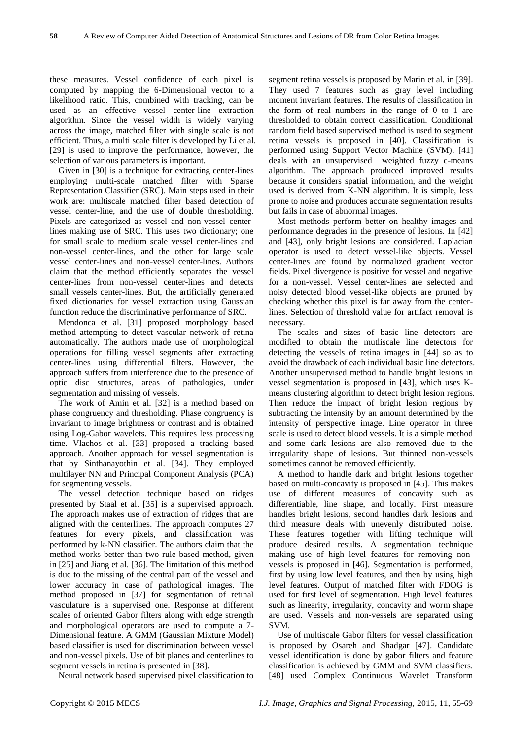these measures. Vessel confidence of each pixel is computed by mapping the 6-Dimensional vector to a likelihood ratio. This, combined with tracking, can be used as an effective vessel center-line extraction algorithm. Since the vessel width is widely varying across the image, matched filter with single scale is not efficient. Thus, a multi scale filter is developed by Li et al. [29] is used to improve the performance, however, the selection of various parameters is important.

Given in [30] is a technique for extracting center-lines employing multi-scale matched filter with Sparse Representation Classifier (SRC). Main steps used in their work are: multiscale matched filter based detection of vessel center-line, and the use of double thresholding. Pixels are categorized as vessel and non-vessel center-lines making use of SRC. This uses two dictionary; one for small scale to medium scale vessel center-lines and non-vessel center-lines, and the other for large scale vessel center-lines and non-vessel center-lines. Authors claim that the method efficiently separates the vessel center-lines from non-vessel center-lines and detects small vessels center-lines. But, the artificially generated fixed dictionaries for vessel extraction using Gaussian function reduce the discriminative performance of SRC.

Mendonca et al. [31] proposed morphology based method attempting to detect vascular network of retina automatically. The authors made use of morphological operations for filling vessel segments after extracting center-lines using differential filters. However, the approach suffers from interference due to the presence of optic disc structures, areas of pathologies, under segmentation and missing of vessels.

The work of Amin et al. [32] is a method based on phase congruency and thresholding. Phase congruency is invariant to image brightness or contrast and is obtained using Log-Gabor wavelets. This requires less processing time. Vlachos et al. [33] proposed a tracking based approach. Another approach for vessel segmentation is that by Sinthanayothin et al. [34]. They employed multilayer NN and Principal Component Analysis (PCA) for segmenting vessels.

The vessel detection technique based on ridges presented by Staal et al. [35] is a supervised approach. The approach makes use of extraction of ridges that are aligned with the centerlines. The approach computes 27 features for every pixels, and classification was performed by k-NN classifier. The authors claim that the method works better than two rule based method, given in [25] and Jiang et al. [36]. The limitation of this method is due to the missing of the central part of the vessel and lower accuracy in case of pathological images. The method proposed in [37] for segmentation of retinal vasculature is a supervised one. Response at different scales of oriented Gabor filters along with edge strength and morphological operators are used to compute a 7-Dimensional feature. A GMM (Gaussian Mixture Model) based classifier is used for discrimination between vessel and non-vessel pixels. Use of bit planes and centerlines to segment vessels in retina is presented in [38].

Neural network based supervised pixel classification to segment retina vessels is proposed by Marin et al. in [39]. They used 7 features such as gray level including moment invariant features. The results of classification in the form of real numbers in the range of 0 to 1 are thresholded to obtain correct classification. Conditional random field based supervised method is used to segment retina vessels is proposed in [40]. Classification is performed using Support Vector Machine (SVM). [41] deals with an unsupervised weighted fuzzy c-means algorithm. The approach produced improved results because it considers spatial information, and the weight used is derived from K-NN algorithm. It is simple, less prone to noise and produces accurate segmentation results but fails in case of abnormal images.

Most methods perform better on healthy images and performance degrades in the presence of lesions. In [42] and [43], only bright lesions are considered. Laplacian operator is used to detect vessel-like objects. Vessel center-lines are found by normalized gradient vector fields. Pixel divergence is positive for vessel and negative for a non-vessel. Vessel center-lines are selected and noisy detected blood vessel-like objects are pruned by checking whether this pixel is far away from the center-lines. Selection of threshold value for artifact removal is necessary.

The scales and sizes of basic line detectors are modified to obtain the mutliscale line detectors for detecting the vessels of retina images in [44] so as to avoid the drawback of each individual basic line detectors. Another unsupervised method to handle bright lesions in vessel segmentation is proposed in [43], which uses K-means clustering algorithm to detect bright lesion regions. Then reduce the impact of bright lesion regions by subtracting the intensity by an amount determined by the intensity of perspective image. Line operator in three scale is used to detect blood vessels. It is a simple method and some dark lesions are also removed due to the irregularity shape of lesions. But thinned non-vessels sometimes cannot be removed efficiently.

A method to handle dark and bright lesions together based on multi-concavity is proposed in [45]. This makes use of different measures of concavity such as differentiable, line shape, and locally. First measure handles bright lesions, second handles dark lesions and third measure deals with unevenly distributed noise. These features together with lifting technique will produce desired results. A segmentation technique making use of high level features for removing non-vessels is proposed in [46]. Segmentation is performed, first by using low level features, and then by using high level features. Output of matched filter with FDOG is used for first level of segmentation. High level features such as linearity, irregularity, concavity and worm shape are used. Vessels and non-vessels are separated using SVM.

Use of multiscale Gabor filters for vessel classification is proposed by Osareh and Shadgar [47]. Candidate vessel identification is done by gabor filters and feature classification is achieved by GMM and SVM classifiers. [48] used Complex Continuous Wavelet Transform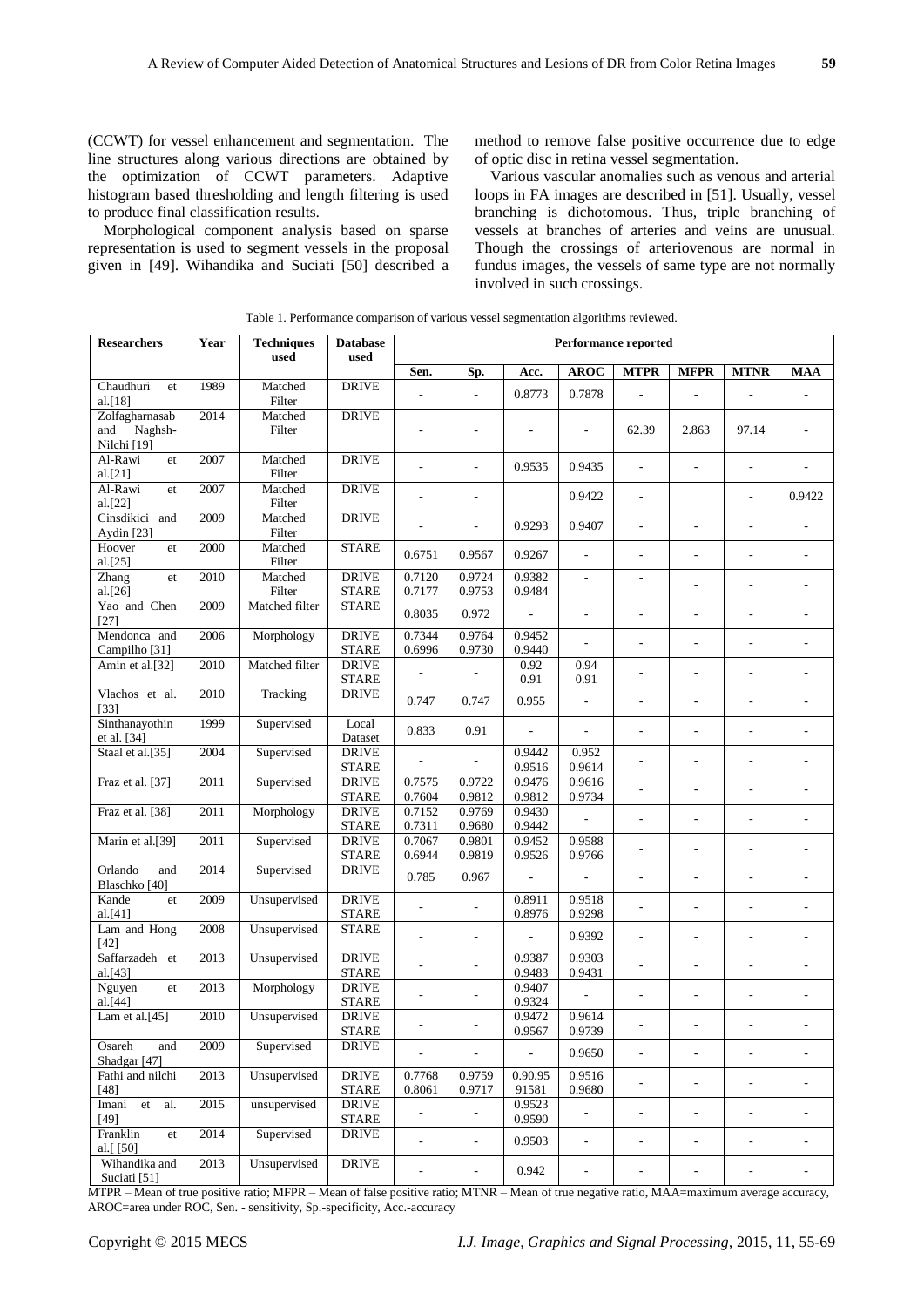(CCWT) for vessel enhancement and segmentation. The line structures along various directions are obtained by the optimization of CCWT parameters. Adaptive histogram based thresholding and length filtering is used to produce final classification results.

Morphological component analysis based on sparse representation is used to segment vessels in the proposal given in [49]. Wihandika and Suciati [50] described a method to remove false positive occurrence due to edge of optic disc in retina vessel segmentation.

Various vascular anomalies such as venous and arterial loops in FA images are described in [51]. Usually, vessel branching is dichotomous. Thus, triple branching of vessels at branches of arteries and veins are unusual. Though the crossings of arteriovenous are normal in fundus images, the vessels of same type are not normally involved in such crossings.

Table 1. Performance comparison of various vessel segmentation algorithms reviewed.

| Researchers | Year | Techniques used | Database used | Performance reported | | | | | | | |
|---|---|---|---|---|---|---|---|---|---|---|---|
| | | | | Sen. | Sp. | Acc. | AROC | MTPR | MFPR | MTNR | MAA |
| Chaudhuri et al.[18] | 1989 | Matched Filter | DRIVE | - | - | 0.8773 | 0.7878 | - | - | - | - |
| Zolfagharnasab and Naghsh-Nilchi [19] | 2014 | Matched Filter | DRIVE | - | - | - | - | 62.39 | 2.863 | 97.14 | - |
| Al-Rawi et al.[21] | 2007 | Matched Filter | DRIVE | - | - | 0.9535 | 0.9435 | - | - | - | - |
| Al-Rawi et al.[22] | 2007 | Matched Filter | DRIVE | - | - | | 0.9422 | - | | - | 0.9422 |
| Cinsdikici and Aydin [23] | 2009 | Matched Filter | DRIVE | - | - | 0.9293 | 0.9407 | - | - | - | - |
| Hoover et al.[25] | 2000 | Matched Filter | STARE | 0.6751 | 0.9567 | 0.9267 | - | - | - | - | - |
| Zhang et al.[26] | 2010 | Matched Filter | DRIVE<br>STARE | 0.7120<br>0.7177 | 0.9724<br>0.9753 | 0.9382<br>0.9484 | - | - | - | - | - |
| Yao and Chen [27] | 2009 | Matched filter | STARE | 0.8035 | 0.972 | - | - | - | - | - | - |
| Mendonca and Campilho [31] | 2006 | Morphology | DRIVE<br>STARE | 0.7344<br>0.6996 | 0.9764<br>0.9730 | 0.9452<br>0.9440 | - | - | - | - | - |
| Amin et al.[32] | 2010 | Matched filter | DRIVE<br>STARE | - | - | 0.92<br>0.91 | 0.94<br>0.91 | - | - | - | - |
| Vlachos et al. [33] | 2010 | Tracking | DRIVE | 0.747 | 0.747 | 0.955 | - | - | - | - | - |
| Sinthanayothin et al. [34] | 1999 | Supervised | Local Dataset | 0.833 | 0.91 | - | - | - | - | - | - |
| Staal et al.[35] | 2004 | Supervised | DRIVE<br>STARE | - | - | 0.9442<br>0.9516 | 0.952<br>0.9614 | - | - | - | - |
| Fraz et al. [37] | 2011 | Supervised | DRIVE<br>STARE | 0.7575<br>0.7604 | 0.9722<br>0.9812 | 0.9476<br>0.9812 | 0.9616<br>0.9734 | - | - | - | - |
| Fraz et al. [38] | 2011 | Morphology | DRIVE<br>STARE | 0.7152<br>0.7311 | 0.9769<br>0.9680 | 0.9430<br>0.9442 | - | - | - | - | - |
| Marin et al.[39] | 2011 | Supervised | DRIVE<br>STARE | 0.7067<br>0.6944 | 0.9801<br>0.9819 | 0.9452<br>0.9526 | 0.9588<br>0.9766 | - | - | - | - |
| Orlando and Blaschko [40] | 2014 | Supervised | DRIVE | 0.785 | 0.967 | - | - | - | - | - | - |
| Kande et al.[41] | 2009 | Unsupervised | DRIVE<br>STARE | - | - | 0.8911<br>0.8976 | 0.9518<br>0.9298 | - | - | - | - |
| Lam and Hong [42] | 2008 | Unsupervised | STARE | - | - | - | 0.9392 | - | - | - | - |
| Saffarzadeh et al.[43] | 2013 | Unsupervised | DRIVE<br>STARE | - | - | 0.9387<br>0.9483 | 0.9303<br>0.9431 | - | - | - | - |
| Nguyen et al.[44] | 2013 | Morphology | DRIVE<br>STARE | - | - | 0.9407<br>0.9324 | - | - | - | - | - |
| Lam et al.[45] | 2010 | Unsupervised | DRIVE<br>STARE | - | - | 0.9472<br>0.9567 | 0.9614<br>0.9739 | - | - | - | - |
| Osareh and Shadgar [47] | 2009 | Supervised | DRIVE | - | - | - | 0.9650 | - | - | - | - |
| Fathi and nilchi [48] | 2013 | Unsupervised | DRIVE<br>STARE | 0.7768<br>0.8061 | 0.9759<br>0.9717 | 0.90.95<br>91581 | 0.9516<br>0.9680 | - | - | - | - |
| Imani et al. [49] | 2015 | unsupervised | DRIVE<br>STARE | - | - | 0.9523<br>0.9590 | - | - | - | - | - |
| Franklin et al.[ [50] | 2014 | Supervised | DRIVE | - | - | 0.9503 | - | - | - | - | - |
| Wihandika and Suciati [51] | 2013 | Unsupervised | DRIVE | - | - | 0.942 | - | - | - | - | - |

MTPR – Mean of true positive ratio; MFPR – Mean of false positive ratio; MTNR – Mean of true negative ratio, MAA=maximum average accuracy, AROC=area under ROC, Sen. - sensitivity, Sp.-specificity, Acc.-accuracy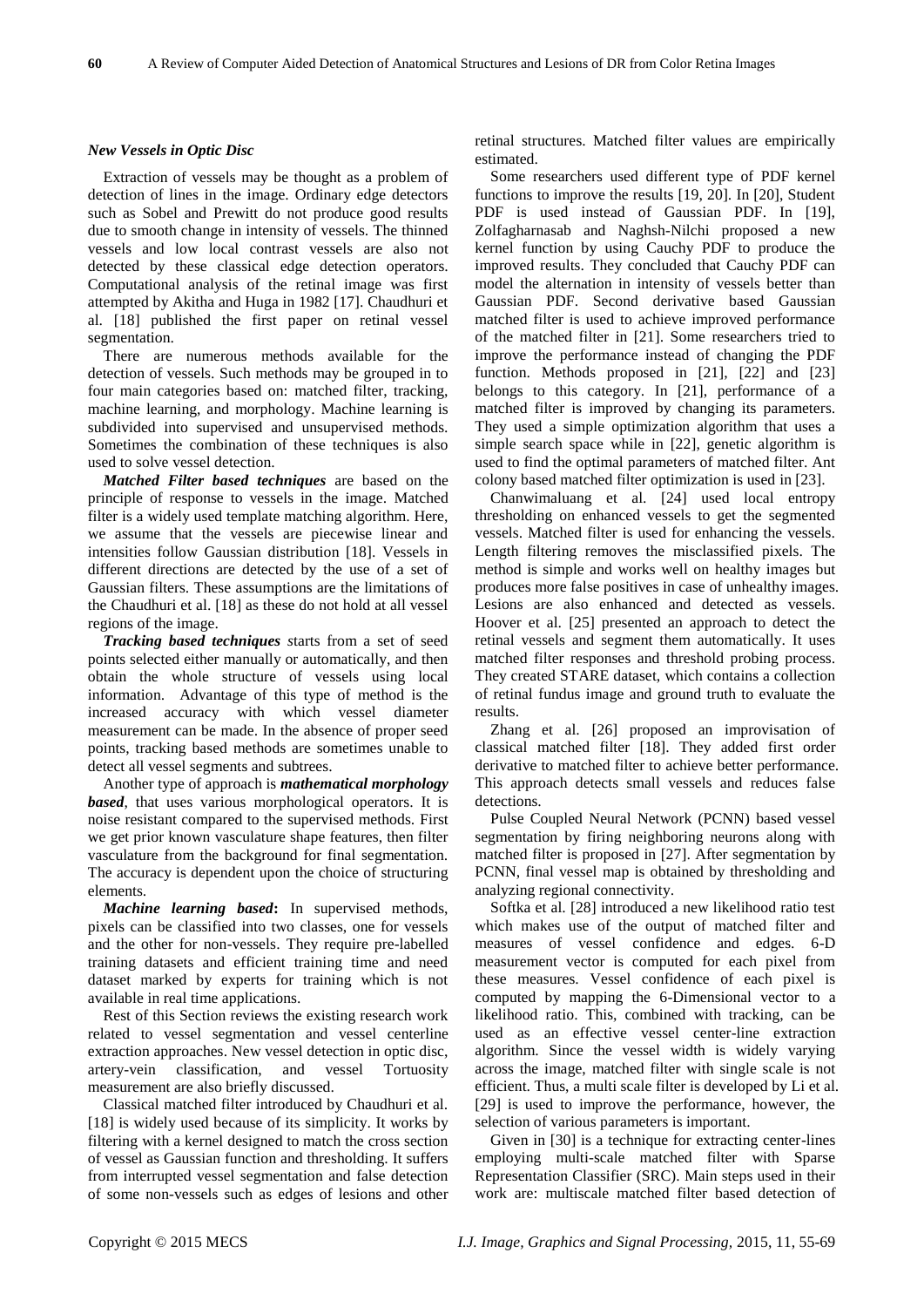***New Vessels in Optic Disc***

Extraction of vessels may be thought as a problem of detection of lines in the image. Ordinary edge detectors such as Sobel and Prewitt do not produce good results due to smooth change in intensity of vessels. The thinned vessels and low local contrast vessels are also not detected by these classical edge detection operators. Computational analysis of the retinal image was first attempted by Akitha and Huga in 1982 [17]. Chaudhuri et al. [18] published the first paper on retinal vessel segmentation.

There are numerous methods available for the detection of vessels. Such methods may be grouped in to four main categories based on: matched filter, tracking, machine learning, and morphology. Machine learning is subdivided into supervised and unsupervised methods. Sometimes the combination of these techniques is also used to solve vessel detection.

***Matched Filter based techniques*** are based on the principle of response to vessels in the image. Matched filter is a widely used template matching algorithm. Here, we assume that the vessels are piecewise linear and intensities follow Gaussian distribution [18]. Vessels in different directions are detected by the use of a set of Gaussian filters. These assumptions are the limitations of the Chaudhuri et al. [18] as these do not hold at all vessel regions of the image.

***Tracking based techniques*** starts from a set of seed points selected either manually or automatically, and then obtain the whole structure of vessels using local information. Advantage of this type of method is the increased accuracy with which vessel diameter measurement can be made. In the absence of proper seed points, tracking based methods are sometimes unable to detect all vessel segments and subtrees.

Another type of approach is ***mathematical morphology based***, that uses various morphological operators. It is noise resistant compared to the supervised methods. First we get prior known vasculature shape features, then filter vasculature from the background for final segmentation. The accuracy is dependent upon the choice of structuring elements.

***Machine learning based*****:** In supervised methods, pixels can be classified into two classes, one for vessels and the other for non-vessels. They require pre-labelled training datasets and efficient training time and need dataset marked by experts for training which is not available in real time applications.

Rest of this Section reviews the existing research work related to vessel segmentation and vessel centerline extraction approaches. New vessel detection in optic disc, artery-vein classification, and vessel Tortuosity measurement are also briefly discussed.

Classical matched filter introduced by Chaudhuri et al. [18] is widely used because of its simplicity. It works by filtering with a kernel designed to match the cross section of vessel as Gaussian function and thresholding. It suffers from interrupted vessel segmentation and false detection of some non-vessels such as edges of lesions and other retinal structures. Matched filter values are empirically estimated.

Some researchers used different type of PDF kernel functions to improve the results [19, 20]. In [20], Student PDF is used instead of Gaussian PDF. In [19], Zolfagharnasab and Naghsh-Nilchi proposed a new kernel function by using Cauchy PDF to produce the improved results. They concluded that Cauchy PDF can model the alternation in intensity of vessels better than Gaussian PDF. Second derivative based Gaussian matched filter is used to achieve improved performance of the matched filter in [21]. Some researchers tried to improve the performance instead of changing the PDF function. Methods proposed in [21], [22] and [23] belongs to this category. In [21], performance of a matched filter is improved by changing its parameters. They used a simple optimization algorithm that uses a simple search space while in [22], genetic algorithm is used to find the optimal parameters of matched filter. Ant colony based matched filter optimization is used in [23].

Chanwimaluang et al. [24] used local entropy thresholding on enhanced vessels to get the segmented vessels. Matched filter is used for enhancing the vessels. Length filtering removes the misclassified pixels. The method is simple and works well on healthy images but produces more false positives in case of unhealthy images. Lesions are also enhanced and detected as vessels. Hoover et al. [25] presented an approach to detect the retinal vessels and segment them automatically. It uses matched filter responses and threshold probing process. They created STARE dataset, which contains a collection of retinal fundus image and ground truth to evaluate the results.

Zhang et al. [26] proposed an improvisation of classical matched filter [18]. They added first order derivative to matched filter to achieve better performance. This approach detects small vessels and reduces false detections.

Pulse Coupled Neural Network (PCNN) based vessel segmentation by firing neighboring neurons along with matched filter is proposed in [27]. After segmentation by PCNN, final vessel map is obtained by thresholding and analyzing regional connectivity.

Softka et al. [28] introduced a new likelihood ratio test which makes use of the output of matched filter and measures of vessel confidence and edges. 6-D measurement vector is computed for each pixel from these measures. Vessel confidence of each pixel is computed by mapping the 6-Dimensional vector to a likelihood ratio. This, combined with tracking, can be used as an effective vessel center-line extraction algorithm. Since the vessel width is widely varying across the image, matched filter with single scale is not efficient. Thus, a multi scale filter is developed by Li et al. [29] is used to improve the performance, however, the selection of various parameters is important.

Given in [30] is a technique for extracting center-lines employing multi-scale matched filter with Sparse Representation Classifier (SRC). Main steps used in their work are: multiscale matched filter based detection of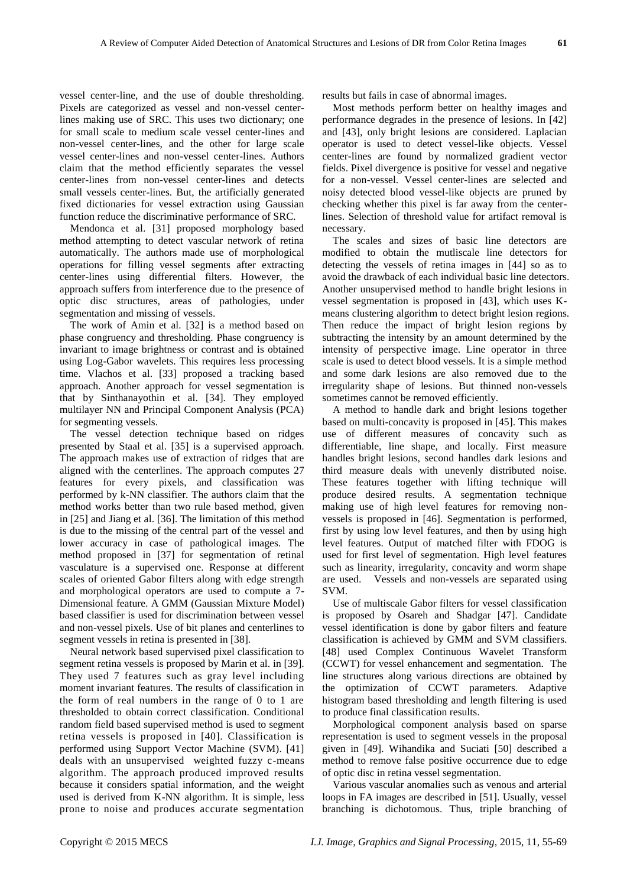vessel center-line, and the use of double thresholding. Pixels are categorized as vessel and non-vessel center-lines making use of SRC. This uses two dictionary; one for small scale to medium scale vessel center-lines and non-vessel center-lines, and the other for large scale vessel center-lines and non-vessel center-lines. Authors claim that the method efficiently separates the vessel center-lines from non-vessel center-lines and detects small vessels center-lines. But, the artificially generated fixed dictionaries for vessel extraction using Gaussian function reduce the discriminative performance of SRC.

Mendonca et al. [31] proposed morphology based method attempting to detect vascular network of retina automatically. The authors made use of morphological operations for filling vessel segments after extracting center-lines using differential filters. However, the approach suffers from interference due to the presence of optic disc structures, areas of pathologies, under segmentation and missing of vessels.

The work of Amin et al. [32] is a method based on phase congruency and thresholding. Phase congruency is invariant to image brightness or contrast and is obtained using Log-Gabor wavelets. This requires less processing time. Vlachos et al. [33] proposed a tracking based approach. Another approach for vessel segmentation is that by Sinthanayothin et al. [34]. They employed multilayer NN and Principal Component Analysis (PCA) for segmenting vessels.

The vessel detection technique based on ridges presented by Staal et al. [35] is a supervised approach. The approach makes use of extraction of ridges that are aligned with the centerlines. The approach computes 27 features for every pixels, and classification was performed by k-NN classifier. The authors claim that the method works better than two rule based method, given in [25] and Jiang et al. [36]. The limitation of this method is due to the missing of the central part of the vessel and lower accuracy in case of pathological images. The method proposed in [37] for segmentation of retinal vasculature is a supervised one. Response at different scales of oriented Gabor filters along with edge strength and morphological operators are used to compute a 7-Dimensional feature. A GMM (Gaussian Mixture Model) based classifier is used for discrimination between vessel and non-vessel pixels. Use of bit planes and centerlines to segment vessels in retina is presented in [38].

Neural network based supervised pixel classification to segment retina vessels is proposed by Marin et al. in [39]. They used 7 features such as gray level including moment invariant features. The results of classification in the form of real numbers in the range of 0 to 1 are thresholded to obtain correct classification. Conditional random field based supervised method is used to segment retina vessels is proposed in [40]. Classification is performed using Support Vector Machine (SVM). [41] deals with an unsupervised weighted fuzzy c-means algorithm. The approach produced improved results because it considers spatial information, and the weight used is derived from K-NN algorithm. It is simple, less prone to noise and produces accurate segmentation results but fails in case of abnormal images.

Most methods perform better on healthy images and performance degrades in the presence of lesions. In [42] and [43], only bright lesions are considered. Laplacian operator is used to detect vessel-like objects. Vessel center-lines are found by normalized gradient vector fields. Pixel divergence is positive for vessel and negative for a non-vessel. Vessel center-lines are selected and noisy detected blood vessel-like objects are pruned by checking whether this pixel is far away from the center-lines. Selection of threshold value for artifact removal is necessary.

The scales and sizes of basic line detectors are modified to obtain the mutliscale line detectors for detecting the vessels of retina images in [44] so as to avoid the drawback of each individual basic line detectors. Another unsupervised method to handle bright lesions in vessel segmentation is proposed in [43], which uses K-means clustering algorithm to detect bright lesion regions. Then reduce the impact of bright lesion regions by subtracting the intensity by an amount determined by the intensity of perspective image. Line operator in three scale is used to detect blood vessels. It is a simple method and some dark lesions are also removed due to the irregularity shape of lesions. But thinned non-vessels sometimes cannot be removed efficiently.

A method to handle dark and bright lesions together based on multi-concavity is proposed in [45]. This makes use of different measures of concavity such as differentiable, line shape, and locally. First measure handles bright lesions, second handles dark lesions and third measure deals with unevenly distributed noise. These features together with lifting technique will produce desired results. A segmentation technique making use of high level features for removing non-vessels is proposed in [46]. Segmentation is performed, first by using low level features, and then by using high level features. Output of matched filter with FDOG is used for first level of segmentation. High level features such as linearity, irregularity, concavity and worm shape are used. Vessels and non-vessels are separated using SVM.

Use of multiscale Gabor filters for vessel classification is proposed by Osareh and Shadgar [47]. Candidate vessel identification is done by gabor filters and feature classification is achieved by GMM and SVM classifiers. [48] used Complex Continuous Wavelet Transform (CCWT) for vessel enhancement and segmentation. The line structures along various directions are obtained by the optimization of CCWT parameters. Adaptive histogram based thresholding and length filtering is used to produce final classification results.

Morphological component analysis based on sparse representation is used to segment vessels in the proposal given in [49]. Wihandika and Suciati [50] described a method to remove false positive occurrence due to edge of optic disc in retina vessel segmentation.

Various vascular anomalies such as venous and arterial loops in FA images are described in [51]. Usually, vessel branching is dichotomous. Thus, triple branching of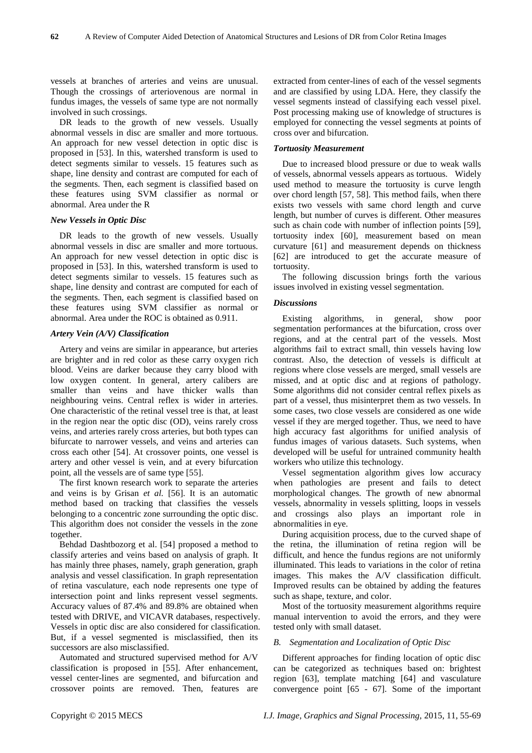vessels at branches of arteries and veins are unusual. Though the crossings of arteriovenous are normal in fundus images, the vessels of same type are not normally involved in such crossings.

DR leads to the growth of new vessels. Usually abnormal vessels in disc are smaller and more tortuous. An approach for new vessel detection in optic disc is proposed in [53]. In this, watershed transform is used to detect segments similar to vessels. 15 features such as shape, line density and contrast are computed for each of the segments. Then, each segment is classified based on these features using SVM classifier as normal or abnormal. Area under the R

### *New Vessels in Optic Disc*

DR leads to the growth of new vessels. Usually abnormal vessels in disc are smaller and more tortuous. An approach for new vessel detection in optic disc is proposed in [53]. In this, watershed transform is used to detect segments similar to vessels. 15 features such as shape, line density and contrast are computed for each of the segments. Then, each segment is classified based on these features using SVM classifier as normal or abnormal. Area under the ROC is obtained as 0.911.

### *Artery Vein (A/V) Classification*

Artery and veins are similar in appearance, but arteries are brighter and in red color as these carry oxygen rich blood. Veins are darker because they carry blood with low oxygen content. In general, artery calibers are smaller than veins and have thicker walls than neighbouring veins. Central reflex is wider in arteries. One characteristic of the retinal vessel tree is that, at least in the region near the optic disc (OD), veins rarely cross veins, and arteries rarely cross arteries, but both types can bifurcate to narrower vessels, and veins and arteries can cross each other [54]. At crossover points, one vessel is artery and other vessel is vein, and at every bifurcation point, all the vessels are of same type [55].

The first known research work to separate the arteries and veins is by Grisan *et al.* [56]. It is an automatic method based on tracking that classifies the vessels belonging to a concentric zone surrounding the optic disc. This algorithm does not consider the vessels in the zone together.

Behdad Dashtbozorg et al. [54] proposed a method to classify arteries and veins based on analysis of graph. It has mainly three phases, namely, graph generation, graph analysis and vessel classification. In graph representation of retina vasculature, each node represents one type of intersection point and links represent vessel segments. Accuracy values of 87.4% and 89.8% are obtained when tested with DRIVE, and VICAVR databases, respectively. Vessels in optic disc are also considered for classification. But, if a vessel segmented is misclassified, then its successors are also misclassified.

Automated and structured supervised method for A/V classification is proposed in [55]. After enhancement, vessel center-lines are segmented, and bifurcation and crossover points are removed. Then, features are extracted from center-lines of each of the vessel segments and are classified by using LDA. Here, they classify the vessel segments instead of classifying each vessel pixel. Post processing making use of knowledge of structures is employed for connecting the vessel segments at points of cross over and bifurcation.

### *Tortuosity Measurement*

Due to increased blood pressure or due to weak walls of vessels, abnormal vessels appears as tortuous. Widely used method to measure the tortuosity is curve length over chord length [57, 58]. This method fails, when there exists two vessels with same chord length and curve length, but number of curves is different. Other measures such as chain code with number of inflection points [59], tortuosity index [60], measurement based on mean curvature [61] and measurement depends on thickness [62] are introduced to get the accurate measure of tortuosity.

The following discussion brings forth the various issues involved in existing vessel segmentation.

### *Discussions*

Existing algorithms, in general, show poor segmentation performances at the bifurcation, cross over regions, and at the central part of the vessels. Most algorithms fail to extract small, thin vessels having low contrast. Also, the detection of vessels is difficult at regions where close vessels are merged, small vessels are missed, and at optic disc and at regions of pathology. Some algorithms did not consider central reflex pixels as part of a vessel, thus misinterpret them as two vessels. In some cases, two close vessels are considered as one wide vessel if they are merged together. Thus, we need to have high accuracy fast algorithms for unified analysis of fundus images of various datasets. Such systems, when developed will be useful for untrained community health workers who utilize this technology.

Vessel segmentation algorithm gives low accuracy when pathologies are present and fails to detect morphological changes. The growth of new abnormal vessels, abnormality in vessels splitting, loops in vessels and crossings also plays an important role in abnormalities in eye.

During acquisition process, due to the curved shape of the retina, the illumination of retina region will be difficult, and hence the fundus regions are not uniformly illuminated. This leads to variations in the color of retina images. This makes the A/V classification difficult. Improved results can be obtained by adding the features such as shape, texture, and color.

Most of the tortuosity measurement algorithms require manual intervention to avoid the errors, and they were tested only with small dataset.

### *B. Segmentation and Localization of Optic Disc*

Different approaches for finding location of optic disc can be categorized as techniques based on: brightest region [63], template matching [64] and vasculature convergence point [65 - 67]. Some of the important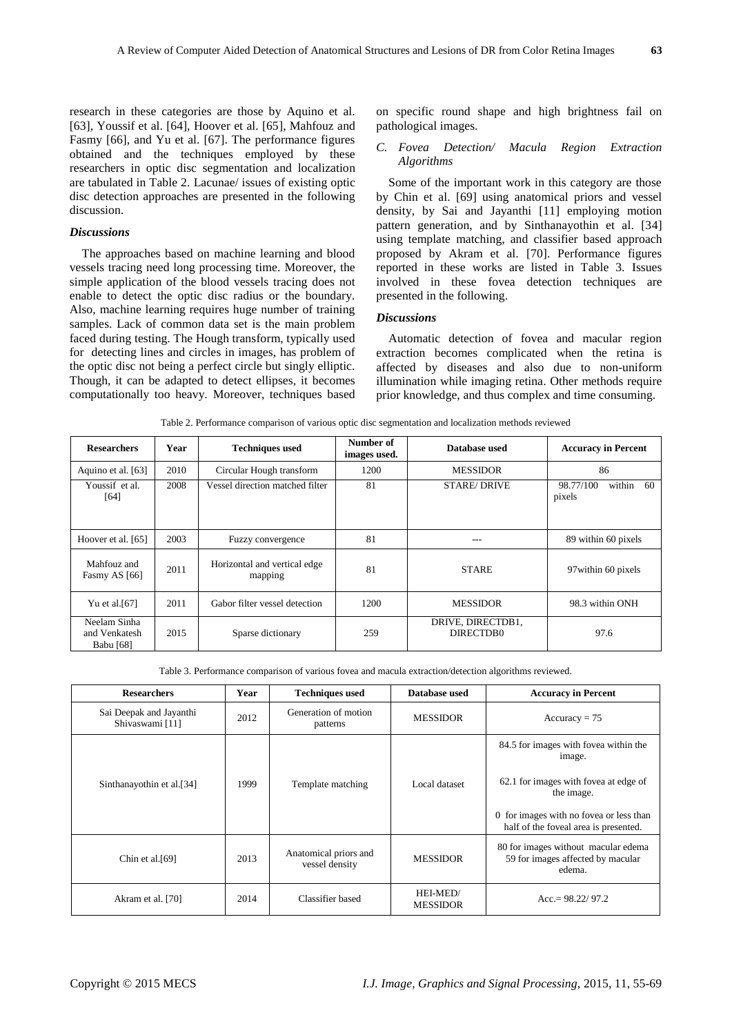research in these categories are those by Aquino et al. [63], Youssif et al. [64], Hoover et al. [65], Mahfouz and Fasmy [66], and Yu et al. [67]. The performance figures obtained and the techniques employed by these researchers in optic disc segmentation and localization are tabulated in Table 2. Lacunae/ issues of existing optic disc detection approaches are presented in the following discussion.

***Discussions***

The approaches based on machine learning and blood vessels tracing need long processing time. Moreover, the simple application of the blood vessels tracing does not enable to detect the optic disc radius or the boundary. Also, machine learning requires huge number of training samples. Lack of common data set is the main problem faced during testing. The Hough transform, typically used for detecting lines and circles in images, has problem of the optic disc not being a perfect circle but singly elliptic. Though, it can be adapted to detect ellipses, it becomes computationally too heavy. Moreover, techniques based on specific round shape and high brightness fail on pathological images.

### *C. Fovea Detection/ Macula Region Extraction Algorithms*

Some of the important work in this category are those by Chin et al. [69] using anatomical priors and vessel density, by Sai and Jayanthi [11] employing motion pattern generation, and by Sinthanayothin et al. [34] using template matching, and classifier based approach proposed by Akram et al. [70]. Performance figures reported in these works are listed in Table 3. Issues involved in these fovea detection techniques are presented in the following.

***Discussions***

Automatic detection of fovea and macular region extraction becomes complicated when the retina is affected by diseases and also due to non-uniform illumination while imaging retina. Other methods require prior knowledge, and thus complex and time consuming.

Table 2. Performance comparison of various optic disc segmentation and localization methods reviewed

| Researchers | Year | Techniques used | Number of images used. | Database used | Accuracy in Percent |
|---|---|---|---|---|---|
| Aquino et al. [63] | 2010 | Circular Hough transform | 1200 | MESSIDOR | 86 |
| Youssif et al. [64] | 2008 | Vessel direction matched filter | 81 | STARE/ DRIVE | 98.77/100 within 60 pixels |
| Hoover et al. [65] | 2003 | Fuzzy convergence | 81 | --- | 89 within 60 pixels |
| Mahfouz and Fasmy AS [66] | 2011 | Horizontal and vertical edge mapping | 81 | STARE | 97within 60 pixels |
| Yu et al.[67] | 2011 | Gabor filter vessel detection | 1200 | MESSIDOR | 98.3 within ONH |
| Neelam Sinha and Venkatesh Babu [68] | 2015 | Sparse dictionary | 259 | DRIVE, DIRECTDB1, DIRECTDB0 | 97.6 |

Table 3. Performance comparison of various fovea and macula extraction/detection algorithms reviewed.

| Researchers | Year | Techniques used | Database used | Accuracy in Percent |
|---|---|---|---|---|
| Sai Deepak and Jayanthi Shivaswami [11] | 2012 | Generation of motion patterns | MESSIDOR | Accuracy = 75 |
| Sinthanayothin et al.[34] | 1999 | Template matching | Local dataset | 84.5 for images with fovea within the image.<br>62.1 for images with fovea at edge of the image.<br>0 for images with no fovea or less than half of the foveal area is presented. |
| Chin et al.[69] | 2013 | Anatomical priors and vessel density | MESSIDOR | 80 for images without macular edema<br>59 for images affected by macular edema. |
| Akram et al. [70] | 2014 | Classifier based | HEI-MED/ MESSIDOR | Acc.= 98.22/ 97.2 |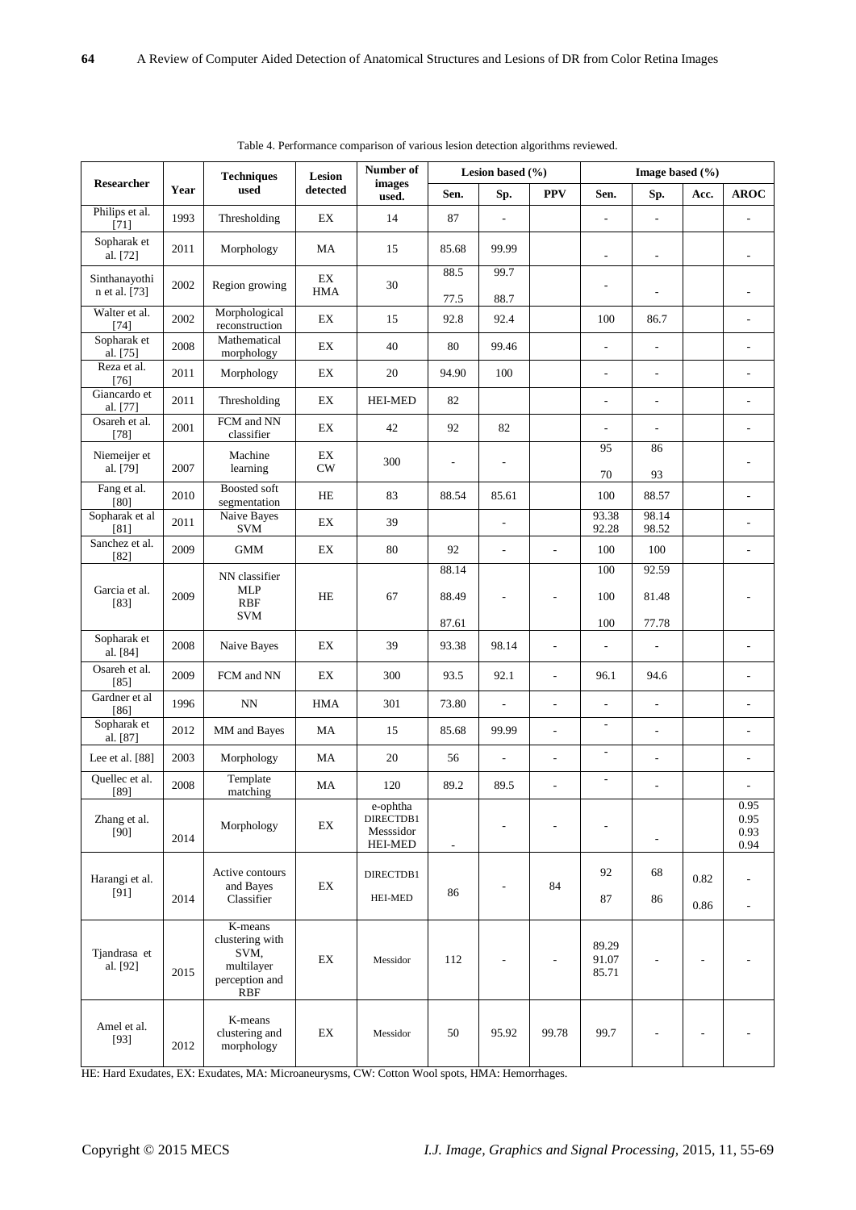Table 4. Performance comparison of various lesion detection algorithms reviewed.

| Researcher | Year | Techniques used | Lesion detected | Number of images used. | Lesion based (%) | | | Image based (%) | | | |
|---|---|---|---|---|---|---|---|---|---|---|---|
| | | | | | Sen. | Sp. | PPV | Sen. | Sp. | Acc. | AROC |
| Philips et al. [71] | 1993 | Thresholding | EX | 14 | 87 | - | | - | - | | - |
| Sopharak et al. [72] | 2011 | Morphology | MA | 15 | 85.68 | 99.99 | | - | - | | - |
| Sinthanayothin et al. [73] | 2002 | Region growing | EX<br>HMA | 30 | 88.5<br>77.5 | 99.7<br>88.7 | | - | - | | - |
| Walter et al. [74] | 2002 | Morphological reconstruction | EX | 15 | 92.8 | 92.4 | | 100 | 86.7 | | - |
| Sopharak et al. [75] | 2008 | Mathematical morphology | EX | 40 | 80 | 99.46 | | - | - | | - |
| Reza et al. [76] | 2011 | Morphology | EX | 20 | 94.90 | 100 | | - | - | | - |
| Giancardo et al. [77] | 2011 | Thresholding | EX | HEI-MED | 82 | | | - | - | | - |
| Osareh et al. [78] | 2001 | FCM and NN classifier | EX | 42 | 92 | 82 | | - | - | | - |
| Niemeijer et al. [79] | 2007 | Machine learning | EX<br>CW | 300 | - | - | | 95<br>70 | 86<br>93 | | - |
| Fang et al. [80] | 2010 | Boosted soft segmentation | HE | 83 | 88.54 | 85.61 | | 100 | 88.57 | | - |
| Sopharak et al [81] | 2011 | Naive Bayes<br>SVM | EX | 39 | | - | | 93.38<br>92.28 | 98.14<br>98.52 | | - |
| Sanchez et al. [82] | 2009 | GMM | EX | 80 | 92 | - | - | 100 | 100 | | - |
| Garcia et al. [83] | 2009 | NN classifier<br>MLP<br>RBF<br>SVM | HE | 67 | 88.14<br>88.49<br>87.61 | - | - | 100<br>100<br>100 | 92.59<br>81.48<br>77.78 | | - |
| Sopharak et al. [84] | 2008 | Naive Bayes | EX | 39 | 93.38 | 98.14 | - | - | - | | - |
| Osareh et al. [85] | 2009 | FCM and NN | EX | 300 | 93.5 | 92.1 | - | 96.1 | 94.6 | | - |
| Gardner et al [86] | 1996 | NN | HMA | 301 | 73.80 | - | - | - | - | | - |
| Sopharak et al. [87] | 2012 | MM and Bayes | MA | 15 | 85.68 | 99.99 | - | - | - | | - |
| Lee et al. [88] | 2003 | Morphology | MA | 20 | 56 | - | - | - | - | | - |
| Quellec et al. [89] | 2008 | Template matching | MA | 120 | 89.2 | 89.5 | - | - | - | | - |
| Zhang et al. [90] | 2014 | Morphology | EX | e-ophtha<br>DIRECTDB1<br>Messsidor<br>HEI-MED | - | - | - | - | - | | 0.95<br>0.95<br>0.93<br>0.94 |
| Harangi et al. [91] | 2014 | Active contours and Bayes Classifier | EX | DIRECTDB1<br>HEI-MED | 86 | - | 84 | 92<br>87 | 68<br>86 | 0.82<br>0.86 | -<br>- |
| Tjandrasa et al. [92] | 2015 | K-means clustering with SVM, multilayer perception and RBF | EX | Messidor | 112 | - | - | 89.29<br>91.07<br>85.71 | - | - | - |
| Amel et al. [93] | 2012 | K-means clustering and morphology | EX | Messidor | 50 | 95.92 | 99.78 | 99.7 | - | - | - |

HE: Hard Exudates, EX: Exudates, MA: Microaneurysms, CW: Cotton Wool spots, HMA: Hemorrhages.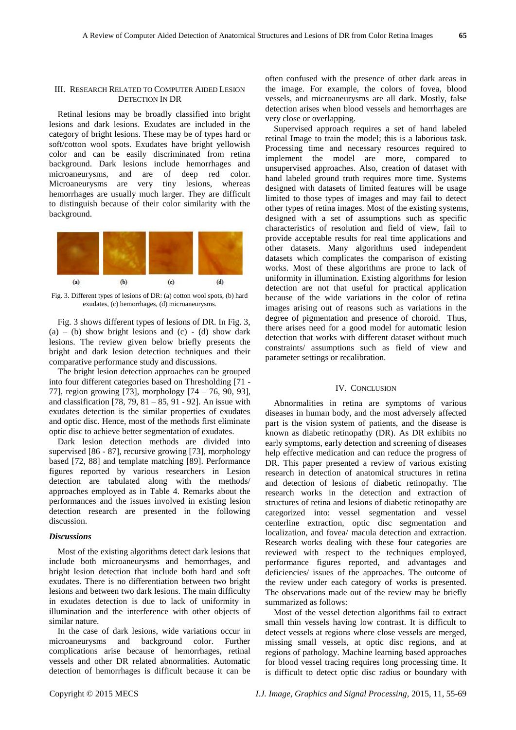## III. Research Related to Computer Aided Lesion Detection In DR

Retinal lesions may be broadly classified into bright lesions and dark lesions. Exudates are included in the category of bright lesions. These may be of types hard or soft/cotton wool spots. Exudates have bright yellowish color and can be easily discriminated from retina background. Dark lesions include hemorrhages and microaneurysms, and are of deep red color. Microaneurysms are very tiny lesions, whereas hemorrhages are usually much larger. They are difficult to distinguish because of their color similarity with the background.

Fig. 3. Different types of lesions of DR: (a) cotton wool spots, (b) hard exudates, (c) hemorrhages, (d) microaneurysms.

Fig. 3 shows different types of lesions of DR. In Fig. 3, (a) – (b) show bright lesions and (c) - (d) show dark lesions. The review given below briefly presents the bright and dark lesion detection techniques and their comparative performance study and discussions.

The bright lesion detection approaches can be grouped into four different categories based on Thresholding [71 - 77], region growing [73], morphology [74 – 76, 90, 93], and classification [78, 79, 81 – 85, 91 - 92]. An issue with exudates detection is the similar properties of exudates and optic disc. Hence, most of the methods first eliminate optic disc to achieve better segmentation of exudates.

Dark lesion detection methods are divided into supervised [86 - 87], recursive growing [73], morphology based [72, 88] and template matching [89]. Performance figures reported by various researchers in Lesion detection are tabulated along with the methods/ approaches employed as in Table 4. Remarks about the performances and the issues involved in existing lesion detection research are presented in the following discussion.

### *Discussions*

Most of the existing algorithms detect dark lesions that include both microaneurysms and hemorrhages, and bright lesion detection that include both hard and soft exudates. There is no differentiation between two bright lesions and between two dark lesions. The main difficulty in exudates detection is due to lack of uniformity in illumination and the interference with other objects of similar nature.

In the case of dark lesions, wide variations occur in microaneurysms and background color. Further complications arise because of hemorrhages, retinal vessels and other DR related abnormalities. Automatic detection of hemorrhages is difficult because it can be often confused with the presence of other dark areas in the image. For example, the colors of fovea, blood vessels, and microaneurysms are all dark. Mostly, false detection arises when blood vessels and hemorrhages are very close or overlapping.

Supervised approach requires a set of hand labeled retinal Image to train the model; this is a laborious task. Processing time and necessary resources required to implement the model are more, compared to unsupervised approaches. Also, creation of dataset with hand labeled ground truth requires more time. Systems designed with datasets of limited features will be usage limited to those types of images and may fail to detect other types of retina images. Most of the existing systems, designed with a set of assumptions such as specific characteristics of resolution and field of view, fail to provide acceptable results for real time applications and other datasets. Many algorithms used independent datasets which complicates the comparison of existing works. Most of these algorithms are prone to lack of uniformity in illumination. Existing algorithms for lesion detection are not that useful for practical application because of the wide variations in the color of retina images arising out of reasons such as variations in the degree of pigmentation and presence of choroid. Thus, there arises need for a good model for automatic lesion detection that works with different dataset without much constraints/ assumptions such as field of view and parameter settings or recalibration.

## IV. Conclusion

Abnormalities in retina are symptoms of various diseases in human body, and the most adversely affected part is the vision system of patients, and the disease is known as diabetic retinopathy (DR). As DR exhibits no early symptoms, early detection and screening of diseases help effective medication and can reduce the progress of DR. This paper presented a review of various existing research in detection of anatomical structures in retina and detection of lesions of diabetic retinopathy. The research works in the detection and extraction of structures of retina and lesions of diabetic retinopathy are categorized into: vessel segmentation and vessel centerline extraction, optic disc segmentation and localization, and fovea/ macula detection and extraction. Research works dealing with these four categories are reviewed with respect to the techniques employed, performance figures reported, and advantages and deficiencies/ issues of the approaches. The outcome of the review under each category of works is presented. The observations made out of the review may be briefly summarized as follows:

Most of the vessel detection algorithms fail to extract small thin vessels having low contrast. It is difficult to detect vessels at regions where close vessels are merged, missing small vessels, at optic disc regions, and at regions of pathology. Machine learning based approaches for blood vessel tracing requires long processing time. It is difficult to detect optic disc radius or boundary with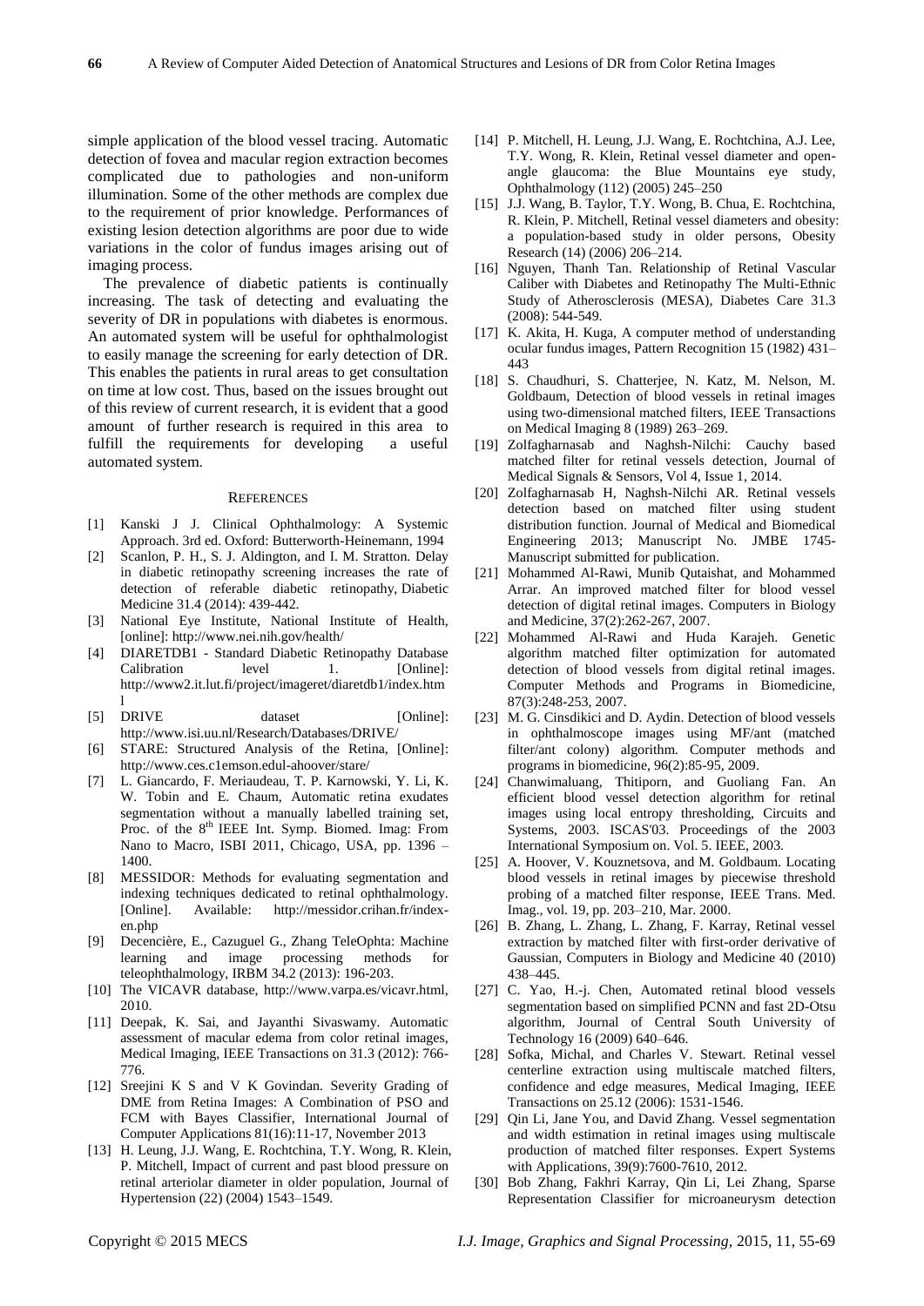simple application of the blood vessel tracing. Automatic detection of fovea and macular region extraction becomes complicated due to pathologies and non-uniform illumination. Some of the other methods are complex due to the requirement of prior knowledge. Performances of existing lesion detection algorithms are poor due to wide variations in the color of fundus images arising out of imaging process.

The prevalence of diabetic patients is continually increasing. The task of detecting and evaluating the severity of DR in populations with diabetes is enormous. An automated system will be useful for ophthalmologist to easily manage the screening for early detection of DR. This enables the patients in rural areas to get consultation on time at low cost. Thus, based on the issues brought out of this review of current research, it is evident that a good amount of further research is required in this area to fulfill the requirements for developing a useful automated system.

## References

- [1] Kanski J J. Clinical Ophthalmology: A Systemic Approach. 3rd ed. Oxford: Butterworth-Heinemann, 1994
- [2] Scanlon, P. H., S. J. Aldington, and I. M. Stratton. Delay in diabetic retinopathy screening increases the rate of detection of referable diabetic retinopathy, Diabetic Medicine 31.4 (2014): 439-442.
- [3] National Eye Institute, National Institute of Health, [online]: http://www.nei.nih.gov/health/
- [4] DIARETDB1 - Standard Diabetic Retinopathy Database Calibration level 1. [Online]: http://www2.it.lut.fi/project/imageret/diaretdb1/index.html
- [5] DRIVE dataset [Online]: http://www.isi.uu.nl/Research/Databases/DRIVE/
- [6] STARE: Structured Analysis of the Retina, [Online]: http://www.ces.c1emson.edul-ahoover/stare/
- [7] L. Giancardo, F. Meriaudeau, T. P. Karnowski, Y. Li, K. W. Tobin and E. Chaum, Automatic retina exudates segmentation without a manually labelled training set, Proc. of the 8th IEEE Int. Symp. Biomed. Imag: From Nano to Macro, ISBI 2011, Chicago, USA, pp. 1396 – 1400.
- [8] MESSIDOR: Methods for evaluating segmentation and indexing techniques dedicated to retinal ophthalmology. [Online]. Available: http://messidor.crihan.fr/index-en.php
- [9] Decencière, E., Cazuguel G., Zhang TeleOphta: Machine learning and image processing methods for teleophthalmology, IRBM 34.2 (2013): 196-203.
- [10] The VICAVR database, http://www.varpa.es/vicavr.html, 2010.
- [11] Deepak, K. Sai, and Jayanthi Sivaswamy. Automatic assessment of macular edema from color retinal images, Medical Imaging, IEEE Transactions on 31.3 (2012): 766-776.
- [12] Sreejini K S and V K Govindan. Severity Grading of DME from Retina Images: A Combination of PSO and FCM with Bayes Classifier, International Journal of Computer Applications 81(16):11-17, November 2013
- [13] H. Leung, J.J. Wang, E. Rochtchina, T.Y. Wong, R. Klein, P. Mitchell, Impact of current and past blood pressure on retinal arteriolar diameter in older population, Journal of Hypertension (22) (2004) 1543–1549.
- [14] P. Mitchell, H. Leung, J.J. Wang, E. Rochtchina, A.J. Lee, T.Y. Wong, R. Klein, Retinal vessel diameter and open-angle glaucoma: the Blue Mountains eye study, Ophthalmology (112) (2005) 245–250
- [15] J.J. Wang, B. Taylor, T.Y. Wong, B. Chua, E. Rochtchina, R. Klein, P. Mitchell, Retinal vessel diameters and obesity: a population-based study in older persons, Obesity Research (14) (2006) 206–214.
- [16] Nguyen, Thanh Tan. Relationship of Retinal Vascular Caliber with Diabetes and Retinopathy The Multi-Ethnic Study of Atherosclerosis (MESA), Diabetes Care 31.3 (2008): 544-549.
- [17] K. Akita, H. Kuga, A computer method of understanding ocular fundus images, Pattern Recognition 15 (1982) 431–443
- [18] S. Chaudhuri, S. Chatterjee, N. Katz, M. Nelson, M. Goldbaum, Detection of blood vessels in retinal images using two-dimensional matched filters, IEEE Transactions on Medical Imaging 8 (1989) 263–269.
- [19] Zolfagharnasab and Naghsh-Nilchi: Cauchy based matched filter for retinal vessels detection, Journal of Medical Signals & Sensors, Vol 4, Issue 1, 2014.
- [20] Zolfagharnasab H, Naghsh-Nilchi AR. Retinal vessels detection based on matched filter using student distribution function. Journal of Medical and Biomedical Engineering 2013; Manuscript No. JMBE 1745- Manuscript submitted for publication.
- [21] Mohammed Al-Rawi, Munib Qutaishat, and Mohammed Arrar. An improved matched filter for blood vessel detection of digital retinal images. Computers in Biology and Medicine, 37(2):262-267, 2007.
- [22] Mohammed Al-Rawi and Huda Karajeh. Genetic algorithm matched filter optimization for automated detection of blood vessels from digital retinal images. Computer Methods and Programs in Biomedicine, 87(3):248-253, 2007.
- [23] M. G. Cinsdikici and D. Aydin. Detection of blood vessels in ophthalmoscope images using MF/ant (matched filter/ant colony) algorithm. Computer methods and programs in biomedicine, 96(2):85-95, 2009.
- [24] Chanwimaluang, Thitiporn, and Guoliang Fan. An efficient blood vessel detection algorithm for retinal images using local entropy thresholding, Circuits and Systems, 2003. ISCAS'03. Proceedings of the 2003 International Symposium on. Vol. 5. IEEE, 2003.
- [25] A. Hoover, V. Kouznetsova, and M. Goldbaum. Locating blood vessels in retinal images by piecewise threshold probing of a matched filter response, IEEE Trans. Med. Imag., vol. 19, pp. 203–210, Mar. 2000.
- [26] B. Zhang, L. Zhang, L. Zhang, F. Karray, Retinal vessel extraction by matched filter with first-order derivative of Gaussian, Computers in Biology and Medicine 40 (2010) 438–445.
- [27] C. Yao, H.-j. Chen, Automated retinal blood vessels segmentation based on simplified PCNN and fast 2D-Otsu algorithm, Journal of Central South University of Technology 16 (2009) 640–646.
- [28] Sofka, Michal, and Charles V. Stewart. Retinal vessel centerline extraction using multiscale matched filters, confidence and edge measures, Medical Imaging, IEEE Transactions on 25.12 (2006): 1531-1546.
- [29] Qin Li, Jane You, and David Zhang. Vessel segmentation and width estimation in retinal images using multiscale production of matched filter responses. Expert Systems with Applications, 39(9):7600-7610, 2012.
- [30] Bob Zhang, Fakhri Karray, Qin Li, Lei Zhang, Sparse Representation Classifier for microaneurysm detection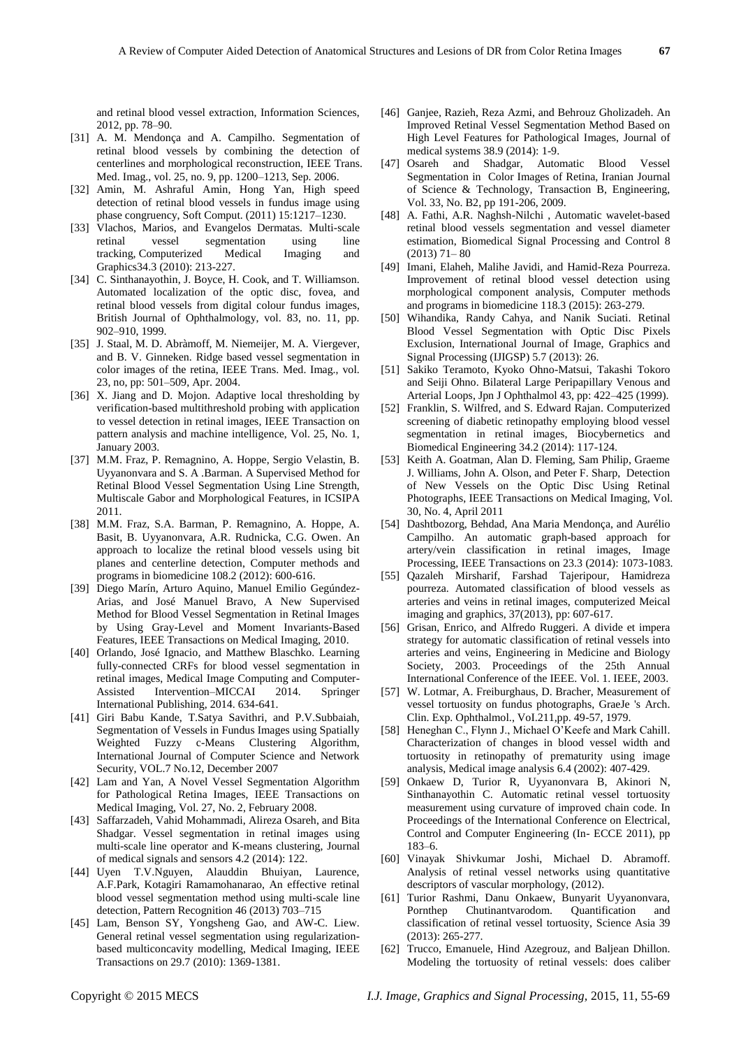and retinal blood vessel extraction, Information Sciences, 2012, pp. 78–90.

[31] A. M. Mendonça and A. Campilho. Segmentation of retinal blood vessels by combining the detection of centerlines and morphological reconstruction, IEEE Trans. Med. Imag., vol. 25, no. 9, pp. 1200–1213, Sep. 2006.

[32] Amin, M. Ashraful Amin, Hong Yan, High speed detection of retinal blood vessels in fundus image using phase congruency, Soft Comput. (2011) 15:1217–1230.

[33] Vlachos, Marios, and Evangelos Dermatas. Multi-scale retinal vessel segmentation using line tracking, Computerized Medical Imaging and Graphics34.3 (2010): 213-227.

[34] C. Sinthanayothin, J. Boyce, H. Cook, and T. Williamson. Automated localization of the optic disc, fovea, and retinal blood vessels from digital colour fundus images, British Journal of Ophthalmology, vol. 83, no. 11, pp. 902–910, 1999.

[35] J. Staal, M. D. Abràmoff, M. Niemeijer, M. A. Viergever, and B. V. Ginneken. Ridge based vessel segmentation in color images of the retina, IEEE Trans. Med. Imag., vol. 23, no, pp: 501–509, Apr. 2004.

[36] X. Jiang and D. Mojon. Adaptive local thresholding by verification-based multithreshold probing with application to vessel detection in retinal images, IEEE Transaction on pattern analysis and machine intelligence, Vol. 25, No. 1, January 2003.

[37] M.M. Fraz, P. Remagnino, A. Hoppe, Sergio Velastin, B. Uyyanonvara and S. A .Barman. A Supervised Method for Retinal Blood Vessel Segmentation Using Line Strength, Multiscale Gabor and Morphological Features, in ICSIPA 2011.

[38] M.M. Fraz, S.A. Barman, P. Remagnino, A. Hoppe, A. Basit, B. Uyyanonvara, A.R. Rudnicka, C.G. Owen. An approach to localize the retinal blood vessels using bit planes and centerline detection, Computer methods and programs in biomedicine 108.2 (2012): 600-616.

[39] Diego Marín, Arturo Aquino, Manuel Emilio Gegúndez-Arias, and José Manuel Bravo, A New Supervised Method for Blood Vessel Segmentation in Retinal Images by Using Gray-Level and Moment Invariants-Based Features, IEEE Transactions on Medical Imaging, 2010.

[40] Orlando, José Ignacio, and Matthew Blaschko. Learning fully-connected CRFs for blood vessel segmentation in retinal images, Medical Image Computing and Computer-Assisted Intervention–MICCAI 2014. Springer International Publishing, 2014. 634-641.

[41] Giri Babu Kande, T.Satya Savithri, and P.V.Subbaiah, Segmentation of Vessels in Fundus Images using Spatially Weighted Fuzzy c-Means Clustering Algorithm, International Journal of Computer Science and Network Security, VOL.7 No.12, December 2007

[42] Lam and Yan, A Novel Vessel Segmentation Algorithm for Pathological Retina Images, IEEE Transactions on Medical Imaging, Vol. 27, No. 2, February 2008.

[43] Saffarzadeh, Vahid Mohammadi, Alireza Osareh, and Bita Shadgar. Vessel segmentation in retinal images using multi-scale line operator and K-means clustering, Journal of medical signals and sensors 4.2 (2014): 122.

[44] Uyen T.V.Nguyen, Alauddin Bhuiyan, Laurence, A.F.Park, Kotagiri Ramamohanarao, An effective retinal blood vessel segmentation method using multi-scale line detection, Pattern Recognition 46 (2013) 703–715

[45] Lam, Benson SY, Yongsheng Gao, and AW-C. Liew. General retinal vessel segmentation using regularization-based multiconcavity modelling, Medical Imaging, IEEE Transactions on 29.7 (2010): 1369-1381.

[46] Ganjee, Razieh, Reza Azmi, and Behrouz Gholizadeh. An Improved Retinal Vessel Segmentation Method Based on High Level Features for Pathological Images, Journal of medical systems 38.9 (2014): 1-9.

[47] Osareh and Shadgar, Automatic Blood Vessel Segmentation in Color Images of Retina, Iranian Journal of Science & Technology, Transaction B, Engineering, Vol. 33, No. B2, pp 191-206, 2009.

[48] A. Fathi, A.R. Naghsh-Nilchi , Automatic wavelet-based retinal blood vessels segmentation and vessel diameter estimation, Biomedical Signal Processing and Control 8 (2013) 71– 80

[49] Imani, Elaheh, Malihe Javidi, and Hamid-Reza Pourreza. Improvement of retinal blood vessel detection using morphological component analysis, Computer methods and programs in biomedicine 118.3 (2015): 263-279.

[50] Wihandika, Randy Cahya, and Nanik Suciati. Retinal Blood Vessel Segmentation with Optic Disc Pixels Exclusion, International Journal of Image, Graphics and Signal Processing (IJIGSP) 5.7 (2013): 26.

[51] Sakiko Teramoto, Kyoko Ohno-Matsui, Takashi Tokoro and Seiji Ohno. Bilateral Large Peripapillary Venous and Arterial Loops, Jpn J Ophthalmol 43, pp: 422–425 (1999).

[52] Franklin, S. Wilfred, and S. Edward Rajan. Computerized screening of diabetic retinopathy employing blood vessel segmentation in retinal images, Biocybernetics and Biomedical Engineering 34.2 (2014): 117-124.

[53] Keith A. Goatman, Alan D. Fleming, Sam Philip, Graeme J. Williams, John A. Olson, and Peter F. Sharp, Detection of New Vessels on the Optic Disc Using Retinal Photographs, IEEE Transactions on Medical Imaging, Vol. 30, No. 4, April 2011

[54] Dashtbozorg, Behdad, Ana Maria Mendonça, and Aurélio Campilho. An automatic graph-based approach for artery/vein classification in retinal images, Image Processing, IEEE Transactions on 23.3 (2014): 1073-1083.

[55] Qazaleh Mirsharif, Farshad Tajeripour, Hamidreza pourreza. Automated classification of blood vessels as arteries and veins in retinal images, computerized Meical imaging and graphics, 37(2013), pp: 607-617.

[56] Grisan, Enrico, and Alfredo Ruggeri. A divide et impera strategy for automatic classification of retinal vessels into arteries and veins, Engineering in Medicine and Biology Society, 2003. Proceedings of the 25th Annual International Conference of the IEEE. Vol. 1. IEEE, 2003.

[57] W. Lotmar, A. Freiburghaus, D. Bracher, Measurement of vessel tortuosity on fundus photographs, GraeJe 's Arch. Clin. Exp. Ophthalmol., VoI.211,pp. 49-57, 1979.

[58] Heneghan C., Flynn J., Michael O'Keefe and Mark Cahill. Characterization of changes in blood vessel width and tortuosity in retinopathy of prematurity using image analysis, Medical image analysis 6.4 (2002): 407-429.

[59] Onkaew D, Turior R, Uyyanonvara B, Akinori N, Sinthanayothin C. Automatic retinal vessel tortuosity measurement using curvature of improved chain code. In Proceedings of the International Conference on Electrical, Control and Computer Engineering (In- ECCE 2011), pp 183–6.

[60] Vinayak Shivkumar Joshi, Michael D. Abramoff. Analysis of retinal vessel networks using quantitative descriptors of vascular morphology, (2012).

[61] Turior Rashmi, Danu Onkaew, Bunyarit Uyyanonvara, Pornthep Chutinantvarodom. Quantification and classification of retinal vessel tortuosity, Science Asia 39 (2013): 265-277.

[62] Trucco, Emanuele, Hind Azegrouz, and Baljean Dhillon. Modeling the tortuosity of retinal vessels: does caliber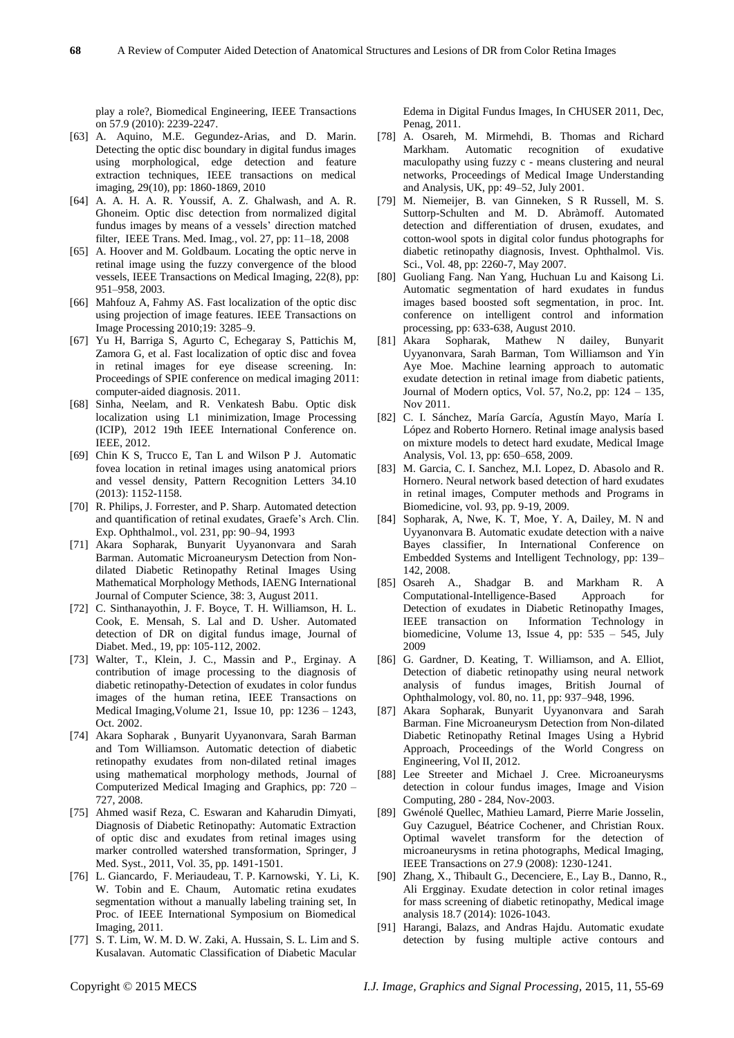play a role?, Biomedical Engineering, IEEE Transactions on 57.9 (2010): 2239-2247.

[63] A. Aquino, M.E. Gegundez-Arias, and D. Marin. Detecting the optic disc boundary in digital fundus images using morphological, edge detection and feature extraction techniques, IEEE transactions on medical imaging, 29(10), pp: 1860-1869, 2010

[64] A. A. H. A. R. Youssif, A. Z. Ghalwash, and A. R. Ghoneim. Optic disc detection from normalized digital fundus images by means of a vessels' direction matched filter, IEEE Trans. Med. Imag., vol. 27, pp: 11–18, 2008

[65] A. Hoover and M. Goldbaum. Locating the optic nerve in retinal image using the fuzzy convergence of the blood vessels, IEEE Transactions on Medical Imaging, 22(8), pp: 951–958, 2003.

[66] Mahfouz A, Fahmy AS. Fast localization of the optic disc using projection of image features. IEEE Transactions on Image Processing 2010;19: 3285–9.

[67] Yu H, Barriga S, Agurto C, Echegaray S, Pattichis M, Zamora G, et al. Fast localization of optic disc and fovea in retinal images for eye disease screening. In: Proceedings of SPIE conference on medical imaging 2011: computer-aided diagnosis. 2011.

[68] Sinha, Neelam, and R. Venkatesh Babu. Optic disk localization using L1 minimization, Image Processing (ICIP), 2012 19th IEEE International Conference on. IEEE, 2012.

[69] Chin K S, Trucco E, Tan L and Wilson P J. Automatic fovea location in retinal images using anatomical priors and vessel density, Pattern Recognition Letters 34.10 (2013): 1152-1158.

[70] R. Philips, J. Forrester, and P. Sharp. Automated detection and quantification of retinal exudates, Graefe's Arch. Clin. Exp. Ophthalmol., vol. 231, pp: 90–94, 1993

[71] Akara Sopharak, Bunyarit Uyyanonvara and Sarah Barman. Automatic Microaneurysm Detection from Non-dilated Diabetic Retinopathy Retinal Images Using Mathematical Morphology Methods, IAENG International Journal of Computer Science, 38: 3, August 2011.

[72] C. Sinthanayothin, J. F. Boyce, T. H. Williamson, H. L. Cook, E. Mensah, S. Lal and D. Usher. Automated detection of DR on digital fundus image, Journal of Diabet. Med., 19, pp: 105-112, 2002.

[73] Walter, T., Klein, J. C., Massin and P., Erginay. A contribution of image processing to the diagnosis of diabetic retinopathy-Detection of exudates in color fundus images of the human retina, IEEE Transactions on Medical Imaging,Volume 21, Issue 10, pp: 1236 – 1243, Oct. 2002.

[74] Akara Sopharak , Bunyarit Uyyanonvara, Sarah Barman and Tom Williamson. Automatic detection of diabetic retinopathy exudates from non-dilated retinal images using mathematical morphology methods, Journal of Computerized Medical Imaging and Graphics, pp: 720 – 727, 2008.

[75] Ahmed wasif Reza, C. Eswaran and Kaharudin Dimyati, Diagnosis of Diabetic Retinopathy: Automatic Extraction of optic disc and exudates from retinal images using marker controlled watershed transformation, Springer, J Med. Syst., 2011, Vol. 35, pp. 1491-1501.

[76] L. Giancardo, F. Meriaudeau, T. P. Karnowski, Y. Li, K. W. Tobin and E. Chaum, Automatic retina exudates segmentation without a manually labeling training set, In Proc. of IEEE International Symposium on Biomedical Imaging, 2011.

[77] S. T. Lim, W. M. D. W. Zaki, A. Hussain, S. L. Lim and S. Kusalavan. Automatic Classification of Diabetic Macular Edema in Digital Fundus Images, In CHUSER 2011, Dec, Penag, 2011.

[78] A. Osareh, M. Mirmehdi, B. Thomas and Richard Markham. Automatic recognition of exudative maculopathy using fuzzy c - means clustering and neural networks, Proceedings of Medical Image Understanding and Analysis, UK, pp: 49–52, July 2001.

[79] M. Niemeijer, B. van Ginneken, S R Russell, M. S. Suttorp-Schulten and M. D. Abràmoff. Automated detection and differentiation of drusen, exudates, and cotton-wool spots in digital color fundus photographs for diabetic retinopathy diagnosis, Invest. Ophthalmol. Vis. Sci., Vol. 48, pp: 2260-7, May 2007.

[80] Guoliang Fang. Nan Yang, Huchuan Lu and Kaisong Li. Automatic segmentation of hard exudates in fundus images based boosted soft segmentation, in proc. Int. conference on intelligent control and information processing, pp: 633-638, August 2010.

[81] Akara Sopharak, Mathew N dailey, Bunyarit Uyyanonvara, Sarah Barman, Tom Williamson and Yin Aye Moe. Machine learning approach to automatic exudate detection in retinal image from diabetic patients, Journal of Modern optics, Vol. 57, No.2, pp: 124 – 135, Nov 2011.

[82] C. I. Sánchez, María García, Agustín Mayo, María I. López and Roberto Hornero. Retinal image analysis based on mixture models to detect hard exudate, Medical Image Analysis, Vol. 13, pp: 650–658, 2009.

[83] M. Garcia, C. I. Sanchez, M.I. Lopez, D. Abasolo and R. Hornero. Neural network based detection of hard exudates in retinal images, Computer methods and Programs in Biomedicine, vol. 93, pp. 9-19, 2009.

[84] Sopharak, A, Nwe, K. T, Moe, Y. A, Dailey, M. N and Uyyanonvara B. Automatic exudate detection with a naive Bayes classifier, In International Conference on Embedded Systems and Intelligent Technology, pp: 139–142, 2008.

[85] Osareh A., Shadgar B. and Markham R. A Computational-Intelligence-Based Approach for Detection of exudates in Diabetic Retinopathy Images, IEEE transaction on Information Technology in biomedicine, Volume 13, Issue 4, pp: 535 – 545, July 2009

[86] G. Gardner, D. Keating, T. Williamson, and A. Elliot, Detection of diabetic retinopathy using neural network analysis of fundus images, British Journal of Ophthalmology, vol. 80, no. 11, pp: 937–948, 1996.

[87] Akara Sopharak, Bunyarit Uyyanonvara and Sarah Barman. Fine Microaneurysm Detection from Non-dilated Diabetic Retinopathy Retinal Images Using a Hybrid Approach, Proceedings of the World Congress on Engineering, Vol II, 2012.

[88] Lee Streeter and Michael J. Cree. Microaneurysms detection in colour fundus images, Image and Vision Computing, 280 - 284, Nov-2003.

[89] Gwénolé Quellec, Mathieu Lamard, Pierre Marie Josselin, Guy Cazuguel, Béatrice Cochener, and Christian Roux. Optimal wavelet transform for the detection of microaneurysms in retina photographs, Medical Imaging, IEEE Transactions on 27.9 (2008): 1230-1241.

[90] Zhang, X., Thibault G., Decenciere, E., Lay B., Danno, R., Ali Ergginay. Exudate detection in color retinal images for mass screening of diabetic retinopathy, Medical image analysis 18.7 (2014): 1026-1043.

[91] Harangi, Balazs, and Andras Hajdu. Automatic exudate detection by fusing multiple active contours and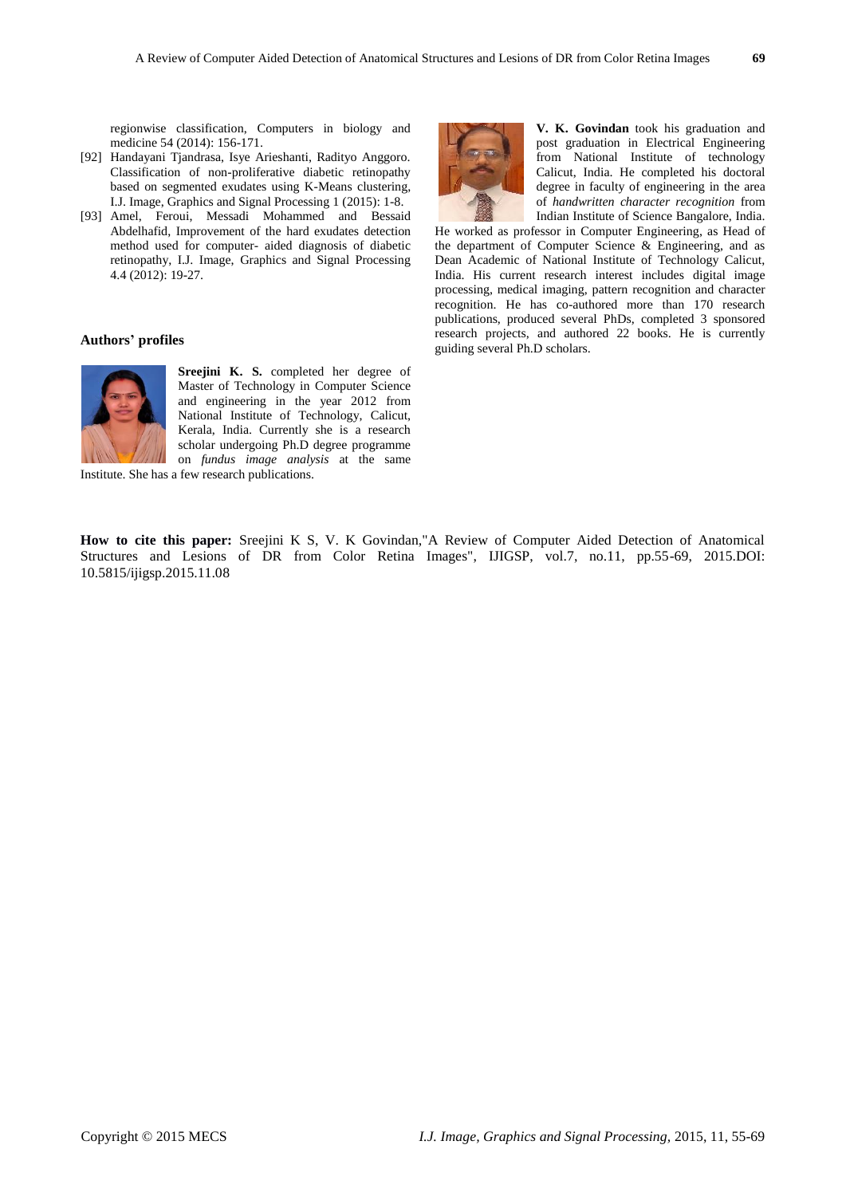regionwise classification, Computers in biology and medicine 54 (2014): 156-171.

[92] Handayani Tjandrasa, Isye Arieshanti, Radityo Anggoro. Classification of non-proliferative diabetic retinopathy based on segmented exudates using K-Means clustering, I.J. Image, Graphics and Signal Processing 1 (2015): 1-8.

[93] Amel, Feroui, Messadi Mohammed and Bessaid Abdelhafid, Improvement of the hard exudates detection method used for computer- aided diagnosis of diabetic retinopathy, I.J. Image, Graphics and Signal Processing 4.4 (2012): 19-27.

**Authors' profiles**

**Sreejini K. S.** completed her degree of Master of Technology in Computer Science and engineering in the year 2012 from National Institute of Technology, Calicut, Kerala, India. Currently she is a research scholar undergoing Ph.D degree programme on *fundus image analysis* at the same Institute. She has a few research publications.

**V. K. Govindan** took his graduation and post graduation in Electrical Engineering from National Institute of technology Calicut, India. He completed his doctoral degree in faculty of engineering in the area of *handwritten character recognition* from Indian Institute of Science Bangalore, India. He worked as professor in Computer Engineering, as Head of the department of Computer Science & Engineering, and as Dean Academic of National Institute of Technology Calicut, India. His current research interest includes digital image processing, medical imaging, pattern recognition and character recognition. He has co-authored more than 170 research publications, produced several PhDs, completed 3 sponsored research projects, and authored 22 books. He is currently guiding several Ph.D scholars.

**How to cite this paper:** Sreejini K S, V. K Govindan,"A Review of Computer Aided Detection of Anatomical Structures and Lesions of DR from Color Retina Images", IJIGSP, vol.7, no.11, pp.55-69, 2015.DOI: 10.5815/ijigsp.2015.11.08